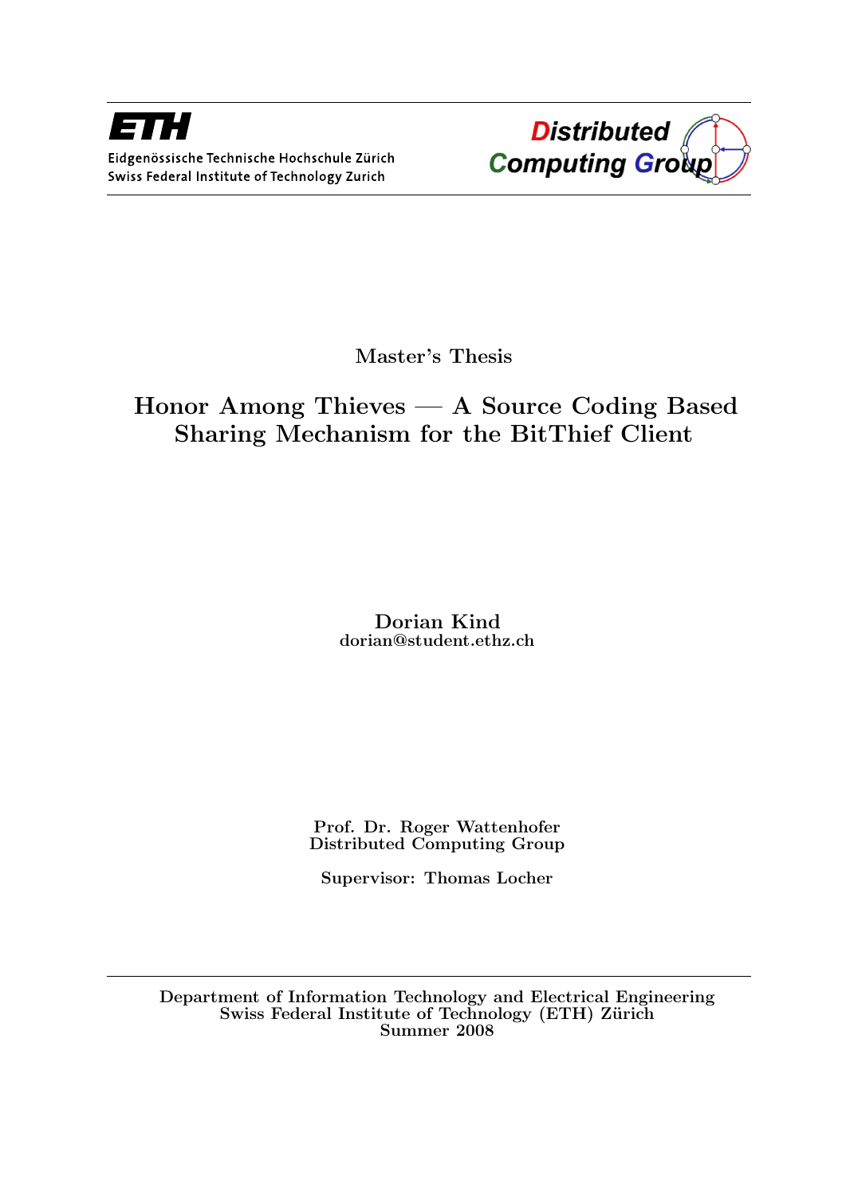**ETH**

Eidgenössische Technische Hochschule Zürich
Swiss Federal Institute of Technology Zurich

**Distributed Computing Group**

Master's Thesis

# Honor Among Thieves — A Source Coding Based Sharing Mechanism for the BitThief Client

**Dorian Kind**
dorian@student.ethz.ch

Prof. Dr. Roger Wattenhofer
Distributed Computing Group

Supervisor: Thomas Locher

Department of Information Technology and Electrical Engineering
Swiss Federal Institute of Technology (ETH) Zürich
Summer 2008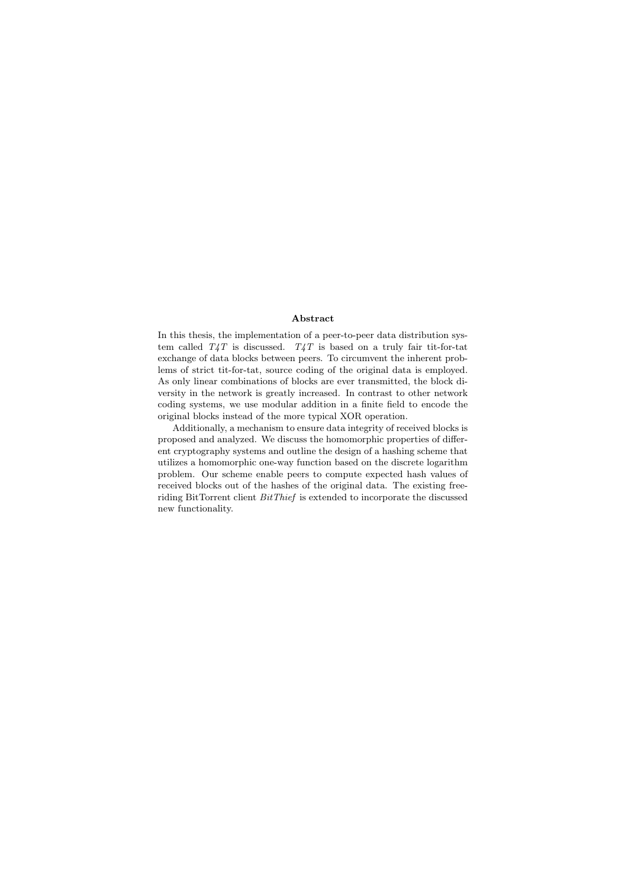## Abstract

In this thesis, the implementation of a peer-to-peer data distribution system called *T4T* is discussed. *T4T* is based on a truly fair tit-for-tat exchange of data blocks between peers. To circumvent the inherent problems of strict tit-for-tat, source coding of the original data is employed. As only linear combinations of blocks are ever transmitted, the block diversity in the network is greatly increased. In contrast to other network coding systems, we use modular addition in a finite field to encode the original blocks instead of the more typical XOR operation.

Additionally, a mechanism to ensure data integrity of received blocks is proposed and analyzed. We discuss the homomorphic properties of different cryptography systems and outline the design of a hashing scheme that utilizes a homomorphic one-way function based on the discrete logarithm problem. Our scheme enable peers to compute expected hash values of received blocks out of the hashes of the original data. The existing free-riding BitTorrent client *BitThief* is extended to incorporate the discussed new functionality.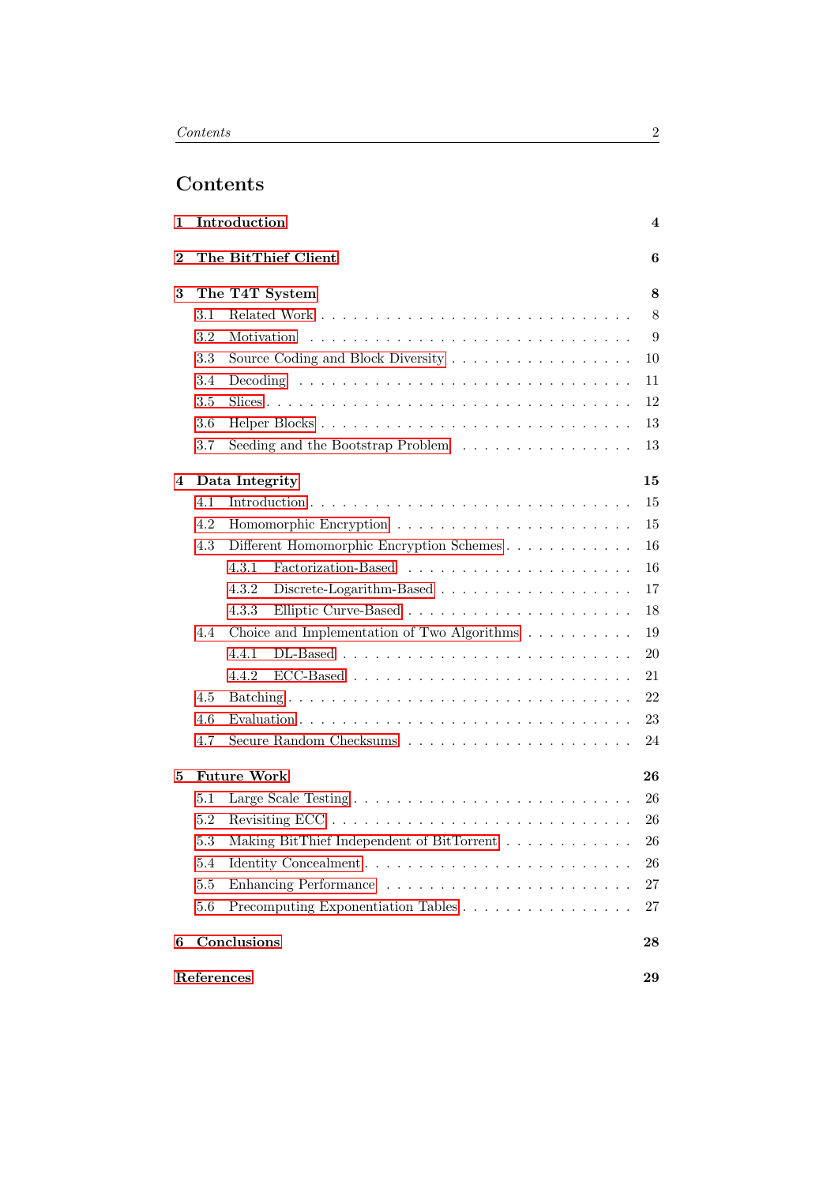# Contents

**1 Introduction** — 4

**2 The BitThief Client** — 6

**3 The T4T System** — 8
- 3.1 Related Work — 8
- 3.2 Motivation — 9
- 3.3 Source Coding and Block Diversity — 10
- 3.4 Decoding — 11
- 3.5 Slices — 12
- 3.6 Helper Blocks — 13
- 3.7 Seeding and the Bootstrap Problem — 13

**4 Data Integrity** — 15
- 4.1 Introduction — 15
- 4.2 Homomorphic Encryption — 15
- 4.3 Different Homomorphic Encryption Schemes — 16
  - 4.3.1 Factorization-Based — 16
  - 4.3.2 Discrete-Logarithm-Based — 17
  - 4.3.3 Elliptic Curve-Based — 18
- 4.4 Choice and Implementation of Two Algorithms — 19
  - 4.4.1 DL-Based — 20
  - 4.4.2 ECC-Based — 21
- 4.5 Batching — 22
- 4.6 Evaluation — 23
- 4.7 Secure Random Checksums — 24

**5 Future Work** — 26
- 5.1 Large Scale Testing — 26
- 5.2 Revisiting ECC — 26
- 5.3 Making BitThief Independent of BitTorrent — 26
- 5.4 Identity Concealment — 26
- 5.5 Enhancing Performance — 27
- 5.6 Precomputing Exponentiation Tables — 27

**6 Conclusions** — 28

**References** — 29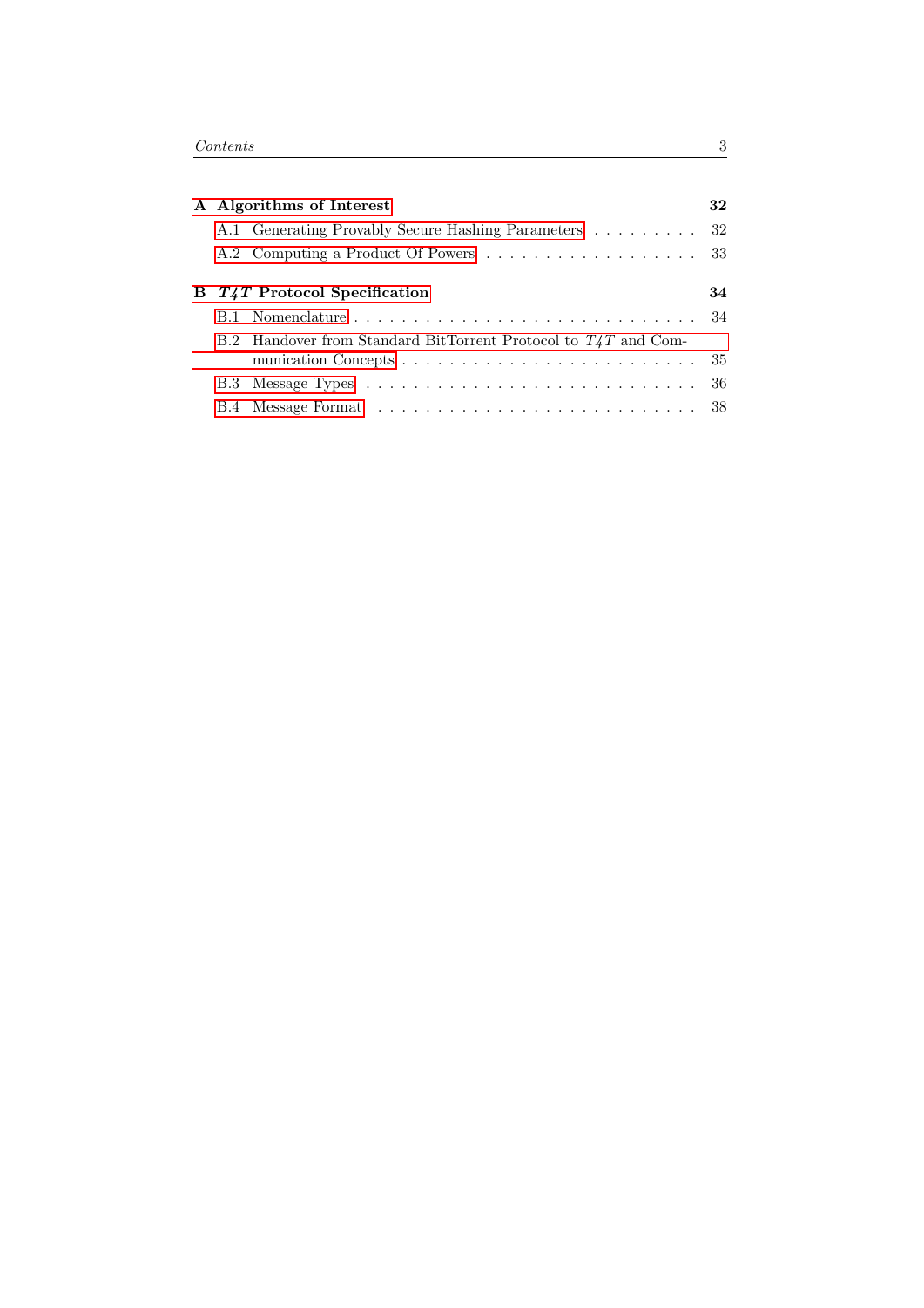**A Algorithms of Interest** **32**

- A.1 Generating Provably Secure Hashing Parameters . . . . . . . . . 32
- A.2 Computing a Product Of Powers . . . . . . . . . . . . . . . . . . 33

**B *T4T* Protocol Specification** **34**

- B.1 Nomenclature . . . . . . . . . . . . . . . . . . . . . . . . . . . . 34
- B.2 Handover from Standard BitTorrent Protocol to *T4T* and Communication Concepts . . . . . . . . . . . . . . . . . . . . . . . . 35
- B.3 Message Types . . . . . . . . . . . . . . . . . . . . . . . . . . . 36
- B.4 Message Format . . . . . . . . . . . . . . . . . . . . . . . . . . 38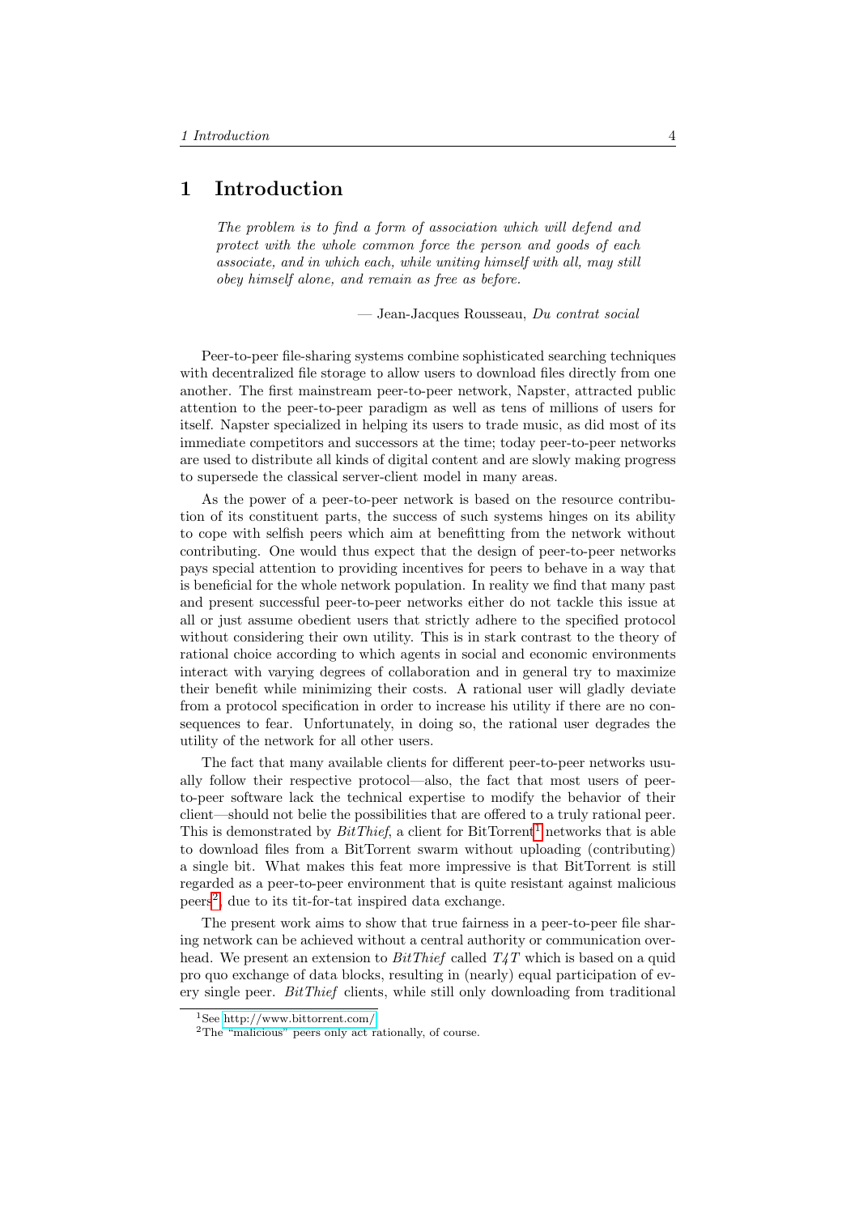# 1 Introduction

> *The problem is to find a form of association which will defend and protect with the whole common force the person and goods of each associate, and in which each, while uniting himself with all, may still obey himself alone, and remain as free as before.*
>
> — Jean-Jacques Rousseau, *Du contrat social*

Peer-to-peer file-sharing systems combine sophisticated searching techniques with decentralized file storage to allow users to download files directly from one another. The first mainstream peer-to-peer network, Napster, attracted public attention to the peer-to-peer paradigm as well as tens of millions of users for itself. Napster specialized in helping its users to trade music, as did most of its immediate competitors and successors at the time; today peer-to-peer networks are used to distribute all kinds of digital content and are slowly making progress to supersede the classical server-client model in many areas.

As the power of a peer-to-peer network is based on the resource contribution of its constituent parts, the success of such systems hinges on its ability to cope with selfish peers which aim at benefitting from the network without contributing. One would thus expect that the design of peer-to-peer networks pays special attention to providing incentives for peers to behave in a way that is beneficial for the whole network population. In reality we find that many past and present successful peer-to-peer networks either do not tackle this issue at all or just assume obedient users that strictly adhere to the specified protocol without considering their own utility. This is in stark contrast to the theory of rational choice according to which agents in social and economic environments interact with varying degrees of collaboration and in general try to maximize their benefit while minimizing their costs. A rational user will gladly deviate from a protocol specification in order to increase his utility if there are no consequences to fear. Unfortunately, in doing so, the rational user degrades the utility of the network for all other users.

The fact that many available clients for different peer-to-peer networks usually follow their respective protocol—also, the fact that most users of peer-to-peer software lack the technical expertise to modify the behavior of their client—should not belie the possibilities that are offered to a truly rational peer. This is demonstrated by *BitThief*, a client for BitTorrent[1] networks that is able to download files from a BitTorrent swarm without uploading (contributing) a single bit. What makes this feat more impressive is that BitTorrent is still regarded as a peer-to-peer environment that is quite resistant against malicious peers[2], due to its tit-for-tat inspired data exchange.

The present work aims to show that true fairness in a peer-to-peer file sharing network can be achieved without a central authority or communication overhead. We present an extension to *BitThief* called *T4T* which is based on a quid pro quo exchange of data blocks, resulting in (nearly) equal participation of every single peer. *BitThief* clients, while still only downloading from traditional

[1] See http://www.bittorrent.com/

[2] The "malicious" peers only act rationally, of course.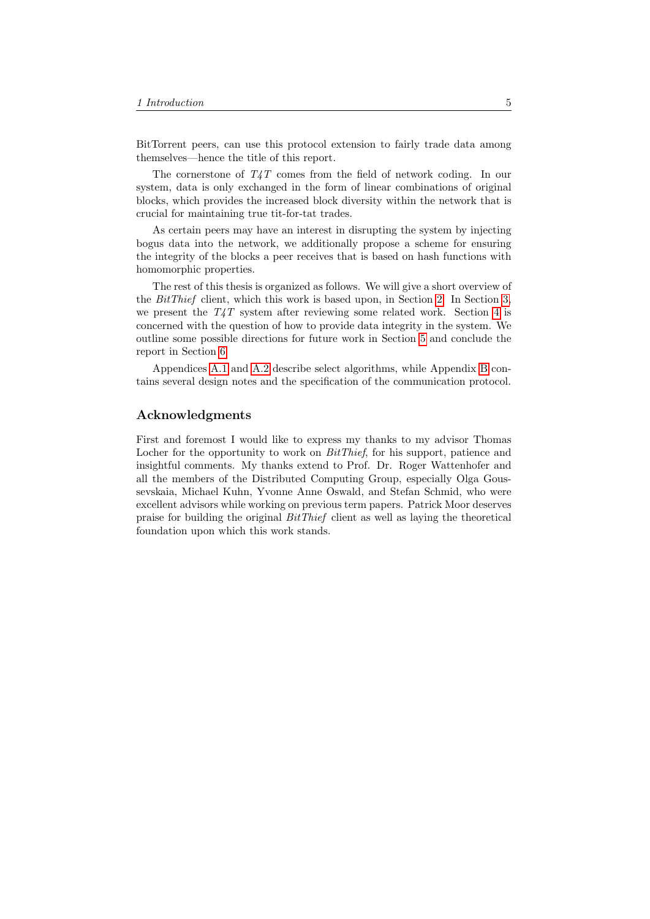BitTorrent peers, can use this protocol extension to fairly trade data among themselves—hence the title of this report.

The cornerstone of *T4T* comes from the field of network coding. In our system, data is only exchanged in the form of linear combinations of original blocks, which provides the increased block diversity within the network that is crucial for maintaining true tit-for-tat trades.

As certain peers may have an interest in disrupting the system by injecting bogus data into the network, we additionally propose a scheme for ensuring the integrity of the blocks a peer receives that is based on hash functions with homomorphic properties.

The rest of this thesis is organized as follows. We will give a short overview of the *BitThief* client, which this work is based upon, in Section 2. In Section 3, we present the *T4T* system after reviewing some related work. Section 4 is concerned with the question of how to provide data integrity in the system. We outline some possible directions for future work in Section 5 and conclude the report in Section 6.

Appendices A.1 and A.2 describe select algorithms, while Appendix B contains several design notes and the specification of the communication protocol.

## Acknowledgments

First and foremost I would like to express my thanks to my advisor Thomas Locher for the opportunity to work on *BitThief*, for his support, patience and insightful comments. My thanks extend to Prof. Dr. Roger Wattenhofer and all the members of the Distributed Computing Group, especially Olga Goussevskaia, Michael Kuhn, Yvonne Anne Oswald, and Stefan Schmid, who were excellent advisors while working on previous term papers. Patrick Moor deserves praise for building the original *BitThief* client as well as laying the theoretical foundation upon which this work stands.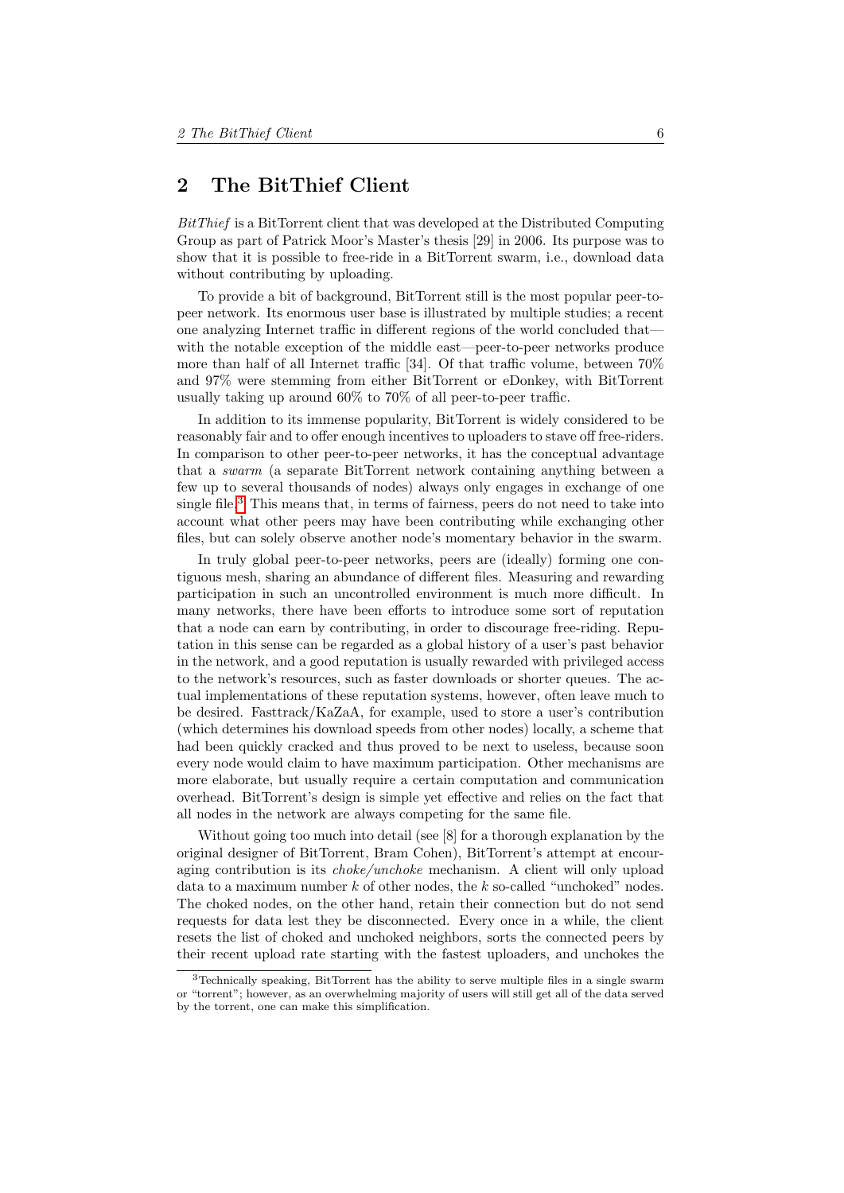## 2 The BitThief Client

*BitThief* is a BitTorrent client that was developed at the Distributed Computing Group as part of Patrick Moor's Master's thesis [29] in 2006. Its purpose was to show that it is possible to free-ride in a BitTorrent swarm, i.e., download data without contributing by uploading.

To provide a bit of background, BitTorrent still is the most popular peer-to-peer network. Its enormous user base is illustrated by multiple studies; a recent one analyzing Internet traffic in different regions of the world concluded that—with the notable exception of the middle east—peer-to-peer networks produce more than half of all Internet traffic [34]. Of that traffic volume, between 70% and 97% were stemming from either BitTorrent or eDonkey, with BitTorrent usually taking up around 60% to 70% of all peer-to-peer traffic.

In addition to its immense popularity, BitTorrent is widely considered to be reasonably fair and to offer enough incentives to uploaders to stave off free-riders. In comparison to other peer-to-peer networks, it has the conceptual advantage that a *swarm* (a separate BitTorrent network containing anything between a few up to several thousands of nodes) always only engages in exchange of one single file.[3] This means that, in terms of fairness, peers do not need to take into account what other peers may have been contributing while exchanging other files, but can solely observe another node's momentary behavior in the swarm.

In truly global peer-to-peer networks, peers are (ideally) forming one contiguous mesh, sharing an abundance of different files. Measuring and rewarding participation in such an uncontrolled environment is much more difficult. In many networks, there have been efforts to introduce some sort of reputation that a node can earn by contributing, in order to discourage free-riding. Reputation in this sense can be regarded as a global history of a user's past behavior in the network, and a good reputation is usually rewarded with privileged access to the network's resources, such as faster downloads or shorter queues. The actual implementations of these reputation systems, however, often leave much to be desired. Fasttrack/KaZaA, for example, used to store a user's contribution (which determines his download speeds from other nodes) locally, a scheme that had been quickly cracked and thus proved to be next to useless, because soon every node would claim to have maximum participation. Other mechanisms are more elaborate, but usually require a certain computation and communication overhead. BitTorrent's design is simple yet effective and relies on the fact that all nodes in the network are always competing for the same file.

Without going too much into detail (see [8] for a thorough explanation by the original designer of BitTorrent, Bram Cohen), BitTorrent's attempt at encouraging contribution is its *choke/unchoke* mechanism. A client will only upload data to a maximum number $k$ of other nodes, the $k$ so-called "unchoked" nodes. The choked nodes, on the other hand, retain their connection but do not send requests for data lest they be disconnected. Every once in a while, the client resets the list of choked and unchoked neighbors, sorts the connected peers by their recent upload rate starting with the fastest uploaders, and unchokes the

[3] Technically speaking, BitTorrent has the ability to serve multiple files in a single swarm or "torrent"; however, as an overwhelming majority of users will still get all of the data served by the torrent, one can make this simplification.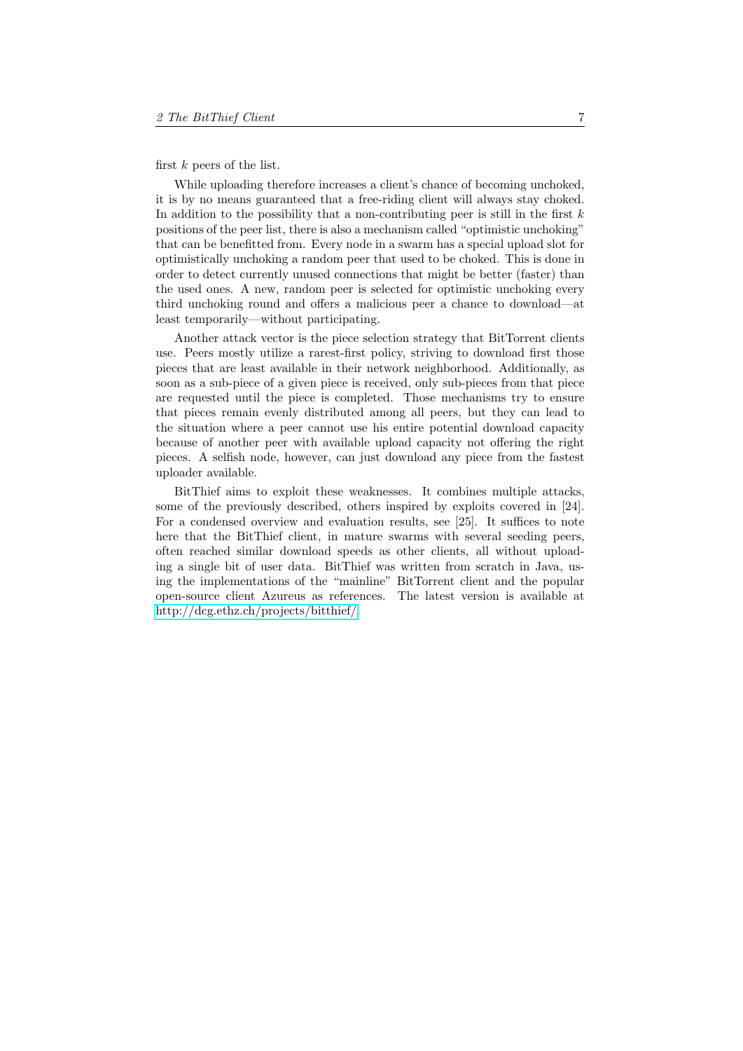first $k$ peers of the list.

While uploading therefore increases a client's chance of becoming unchoked, it is by no means guaranteed that a free-riding client will always stay choked. In addition to the possibility that a non-contributing peer is still in the first $k$ positions of the peer list, there is also a mechanism called "optimistic unchoking" that can be benefitted from. Every node in a swarm has a special upload slot for optimistically unchoking a random peer that used to be choked. This is done in order to detect currently unused connections that might be better (faster) than the used ones. A new, random peer is selected for optimistic unchoking every third unchoking round and offers a malicious peer a chance to download—at least temporarily—without participating.

Another attack vector is the piece selection strategy that BitTorrent clients use. Peers mostly utilize a rarest-first policy, striving to download first those pieces that are least available in their network neighborhood. Additionally, as soon as a sub-piece of a given piece is received, only sub-pieces from that piece are requested until the piece is completed. Those mechanisms try to ensure that pieces remain evenly distributed among all peers, but they can lead to the situation where a peer cannot use his entire potential download capacity because of another peer with available upload capacity not offering the right pieces. A selfish node, however, can just download any piece from the fastest uploader available.

BitThief aims to exploit these weaknesses. It combines multiple attacks, some of the previously described, others inspired by exploits covered in [24]. For a condensed overview and evaluation results, see [25]. It suffices to note here that the BitThief client, in mature swarms with several seeding peers, often reached similar download speeds as other clients, all without uploading a single bit of user data. BitThief was written from scratch in Java, using the implementations of the "mainline" BitTorrent client and the popular open-source client Azureus as references. The latest version is available at http://dcg.ethz.ch/projects/bitthief/.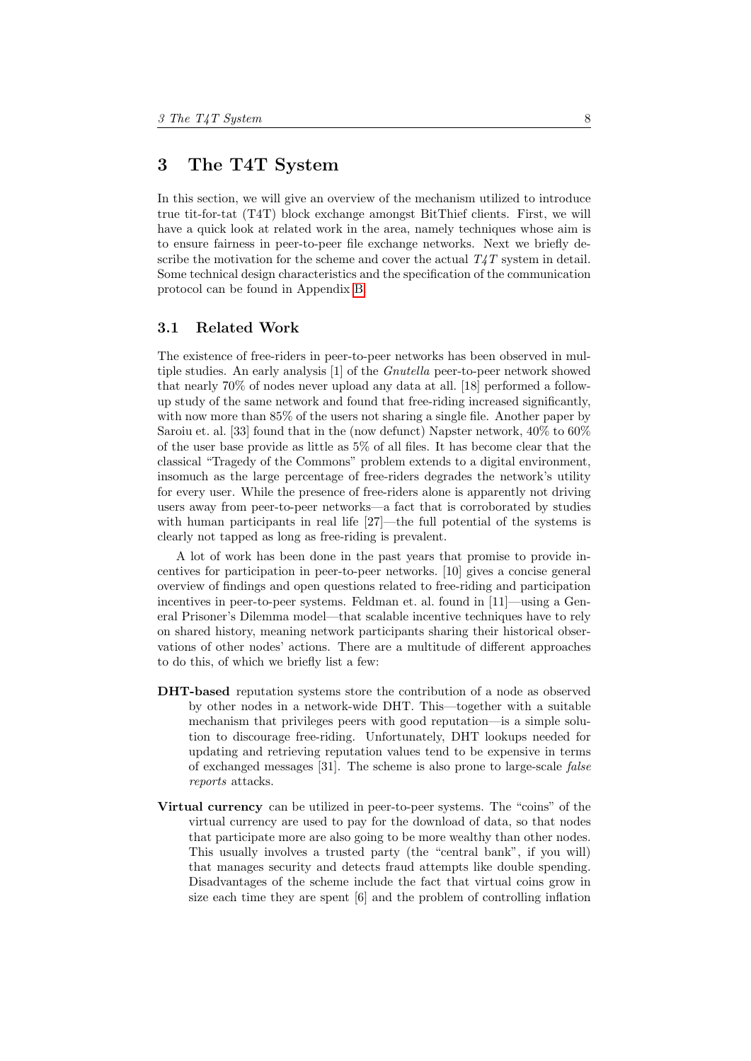# 3 The T4T System

In this section, we will give an overview of the mechanism utilized to introduce true tit-for-tat (T4T) block exchange amongst BitThief clients. First, we will have a quick look at related work in the area, namely techniques whose aim is to ensure fairness in peer-to-peer file exchange networks. Next we briefly describe the motivation for the scheme and cover the actual *T4T* system in detail. Some technical design characteristics and the specification of the communication protocol can be found in Appendix B.

## 3.1 Related Work

The existence of free-riders in peer-to-peer networks has been observed in multiple studies. An early analysis [1] of the *Gnutella* peer-to-peer network showed that nearly 70% of nodes never upload any data at all. [18] performed a follow-up study of the same network and found that free-riding increased significantly, with now more than 85% of the users not sharing a single file. Another paper by Saroiu et. al. [33] found that in the (now defunct) Napster network, 40% to 60% of the user base provide as little as 5% of all files. It has become clear that the classical "Tragedy of the Commons" problem extends to a digital environment, insomuch as the large percentage of free-riders degrades the network's utility for every user. While the presence of free-riders alone is apparently not driving users away from peer-to-peer networks—a fact that is corroborated by studies with human participants in real life [27]—the full potential of the systems is clearly not tapped as long as free-riding is prevalent.

A lot of work has been done in the past years that promise to provide incentives for participation in peer-to-peer networks. [10] gives a concise general overview of findings and open questions related to free-riding and participation incentives in peer-to-peer systems. Feldman et. al. found in [11]—using a General Prisoner's Dilemma model—that scalable incentive techniques have to rely on shared history, meaning network participants sharing their historical observations of other nodes' actions. There are a multitude of different approaches to do this, of which we briefly list a few:

**DHT-based** reputation systems store the contribution of a node as observed by other nodes in a network-wide DHT. This—together with a suitable mechanism that privileges peers with good reputation—is a simple solution to discourage free-riding. Unfortunately, DHT lookups needed for updating and retrieving reputation values tend to be expensive in terms of exchanged messages [31]. The scheme is also prone to large-scale *false reports* attacks.

**Virtual currency** can be utilized in peer-to-peer systems. The "coins" of the virtual currency are used to pay for the download of data, so that nodes that participate more are also going to be more wealthy than other nodes. This usually involves a trusted party (the "central bank", if you will) that manages security and detects fraud attempts like double spending. Disadvantages of the scheme include the fact that virtual coins grow in size each time they are spent [6] and the problem of controlling inflation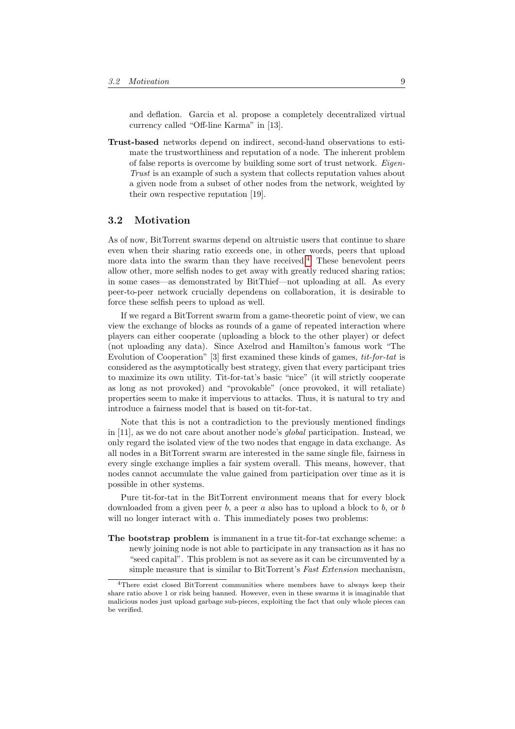and deflation. Garcia et al. propose a completely decentralized virtual currency called “Off-line Karma” in [13].

**Trust-based** networks depend on indirect, second-hand observations to estimate the trustworthiness and reputation of a node. The inherent problem of false reports is overcome by building some sort of trust network. *EigenTrust* is an example of such a system that collects reputation values about a given node from a subset of other nodes from the network, weighted by their own respective reputation [19].

## 3.2 Motivation

As of now, BitTorrent swarms depend on altruistic users that continue to share even when their sharing ratio exceeds one, in other words, peers that upload more data into the swarm than they have received.[4] These benevolent peers allow other, more selfish nodes to get away with greatly reduced sharing ratios; in some cases—as demonstrated by BitThief—not uploading at all. As every peer-to-peer network crucially dependens on collaboration, it is desirable to force these selfish peers to upload as well.

If we regard a BitTorrent swarm from a game-theoretic point of view, we can view the exchange of blocks as rounds of a game of repeated interaction where players can either cooperate (uploading a block to the other player) or defect (not uploading any data). Since Axelrod and Hamilton’s famous work “The Evolution of Cooperation” [3] first examined these kinds of games, *tit-for-tat* is considered as the asymptotically best strategy, given that every participant tries to maximize its own utility. Tit-for-tat’s basic “nice” (it will strictly cooperate as long as not provoked) and “provokable” (once provoked, it will retaliate) properties seem to make it impervious to attacks. Thus, it is natural to try and introduce a fairness model that is based on tit-for-tat.

Note that this is not a contradiction to the previously mentioned findings in [11], as we do not care about another node’s *global* participation. Instead, we only regard the isolated view of the two nodes that engage in data exchange. As all nodes in a BitTorrent swarm are interested in the same single file, fairness in every single exchange implies a fair system overall. This means, however, that nodes cannot accumulate the value gained from participation over time as it is possible in other systems.

Pure tit-for-tat in the BitTorrent environment means that for every block downloaded from a given peer $b$, a peer $a$ also has to upload a block to $b$, or $b$ will no longer interact with $a$. This immediately poses two problems:

**The bootstrap problem** is immanent in a true tit-for-tat exchange scheme: a newly joining node is not able to participate in any transaction as it has no “seed capital”. This problem is not as severe as it can be circumvented by a simple measure that is similar to BitTorrent’s *Fast Extension* mechanism,

[4] There exist closed BitTorrent communities where members have to always keep their share ratio above 1 or risk being banned. However, even in these swarms it is imaginable that malicious nodes just upload garbage sub-pieces, exploiting the fact that only whole pieces can be verified.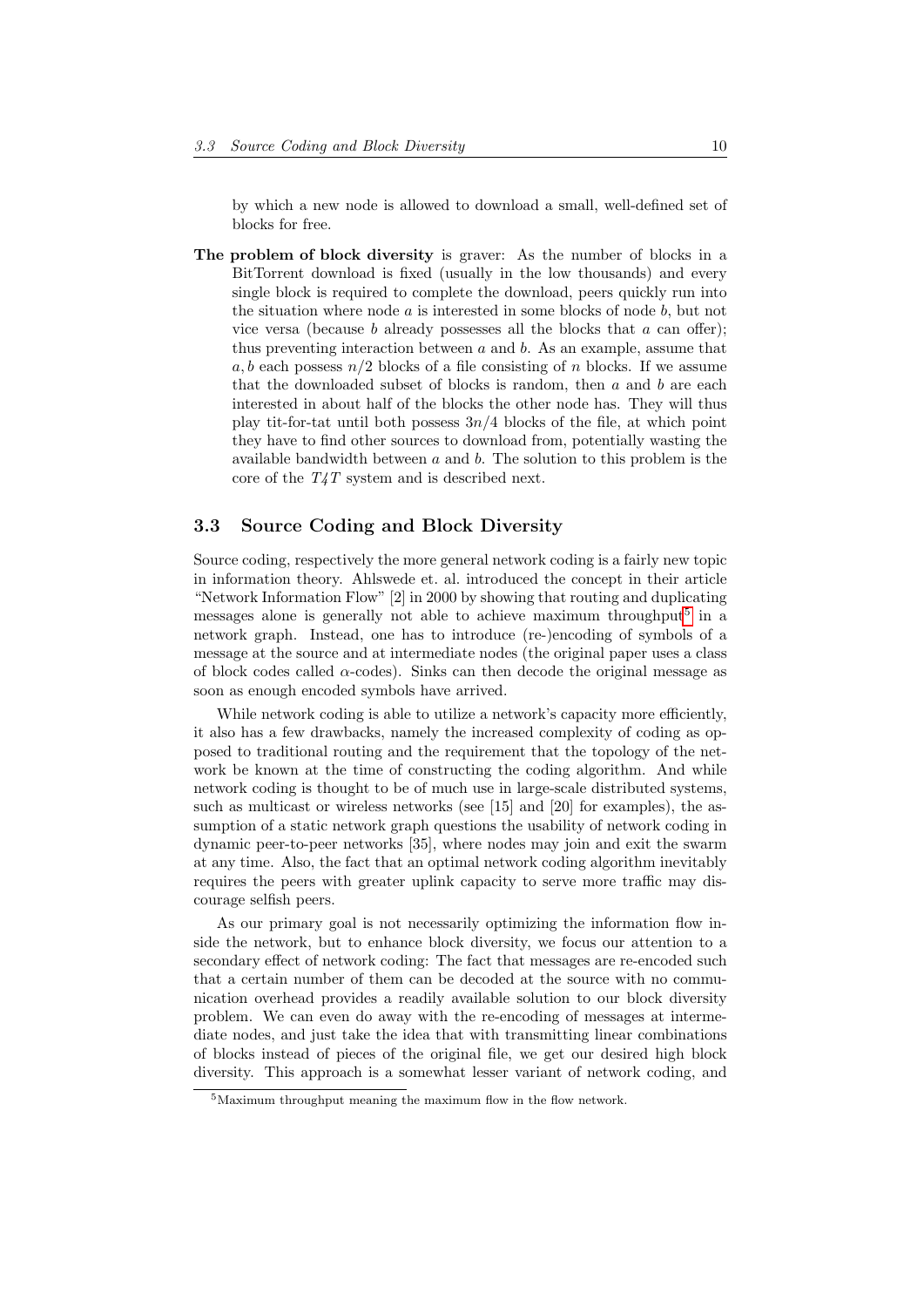by which a new node is allowed to download a small, well-defined set of blocks for free.

**The problem of block diversity** is graver: As the number of blocks in a BitTorrent download is fixed (usually in the low thousands) and every single block is required to complete the download, peers quickly run into the situation where node $a$ is interested in some blocks of node $b$, but not vice versa (because $b$ already possesses all the blocks that $a$ can offer); thus preventing interaction between $a$ and $b$. As an example, assume that $a, b$ each possess $n/2$ blocks of a file consisting of $n$ blocks. If we assume that the downloaded subset of blocks is random, then $a$ and $b$ are each interested in about half of the blocks the other node has. They will thus play tit-for-tat until both possess $3n/4$ blocks of the file, at which point they have to find other sources to download from, potentially wasting the available bandwidth between $a$ and $b$. The solution to this problem is the core of the *T4T* system and is described next.

## 3.3 Source Coding and Block Diversity

Source coding, respectively the more general network coding is a fairly new topic in information theory. Ahlswede et. al. introduced the concept in their article "Network Information Flow" [2] in 2000 by showing that routing and duplicating messages alone is generally not able to achieve maximum throughput[5] in a network graph. Instead, one has to introduce (re-)encoding of symbols of a message at the source and at intermediate nodes (the original paper uses a class of block codes called $\alpha$-codes). Sinks can then decode the original message as soon as enough encoded symbols have arrived.

While network coding is able to utilize a network's capacity more efficiently, it also has a few drawbacks, namely the increased complexity of coding as opposed to traditional routing and the requirement that the topology of the network be known at the time of constructing the coding algorithm. And while network coding is thought to be of much use in large-scale distributed systems, such as multicast or wireless networks (see [15] and [20] for examples), the assumption of a static network graph questions the usability of network coding in dynamic peer-to-peer networks [35], where nodes may join and exit the swarm at any time. Also, the fact that an optimal network coding algorithm inevitably requires the peers with greater uplink capacity to serve more traffic may discourage selfish peers.

As our primary goal is not necessarily optimizing the information flow inside the network, but to enhance block diversity, we focus our attention to a secondary effect of network coding: The fact that messages are re-encoded such that a certain number of them can be decoded at the source with no communication overhead provides a readily available solution to our block diversity problem. We can even do away with the re-encoding of messages at intermediate nodes, and just take the idea that with transmitting linear combinations of blocks instead of pieces of the original file, we get our desired high block diversity. This approach is a somewhat lesser variant of network coding, and

[5] Maximum throughput meaning the maximum flow in the flow network.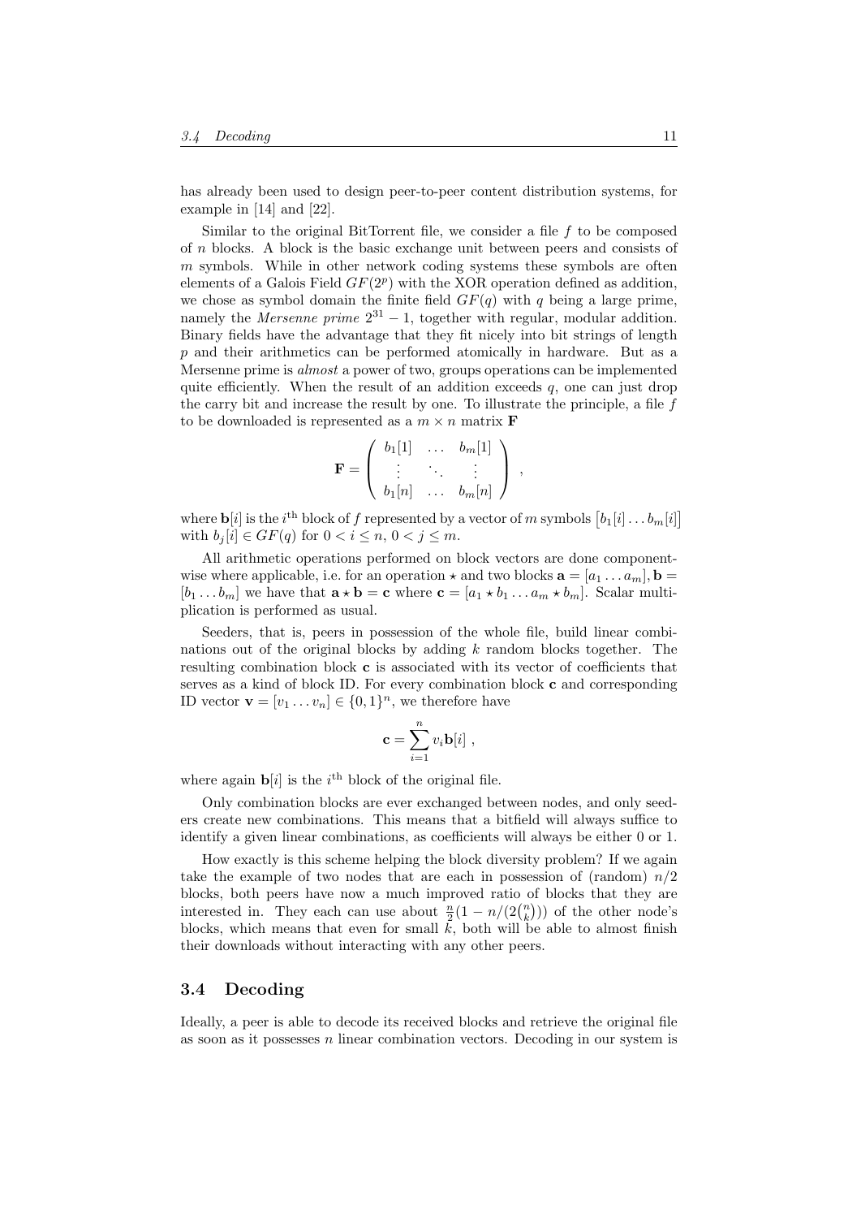has already been used to design peer-to-peer content distribution systems, for example in [14] and [22].

Similar to the original BitTorrent file, we consider a file $f$ to be composed of $n$ blocks. A block is the basic exchange unit between peers and consists of $m$ symbols. While in other network coding systems these symbols are often elements of a Galois Field $GF(2^p)$ with the XOR operation defined as addition, we chose as symbol domain the finite field $GF(q)$ with $q$ being a large prime, namely the *Mersenne prime* $2^{31} - 1$, together with regular, modular addition. Binary fields have the advantage that they fit nicely into bit strings of length $p$ and their arithmetics can be performed atomically in hardware. But as a Mersenne prime is *almost* a power of two, groups operations can be implemented quite efficiently. When the result of an addition exceeds $q$, one can just drop the carry bit and increase the result by one. To illustrate the principle, a file $f$ to be downloaded is represented as a $m \times n$ matrix $\mathbf{F}$

$$\mathbf{F} = \begin{pmatrix} b_1[1] & \dots & b_m[1] \\ \vdots & \ddots & \vdots \\ b_1[n] & \dots & b_m[n] \end{pmatrix} ,$$

where $\mathbf{b}[i]$ is the $i^{\text{th}}$ block of $f$ represented by a vector of $m$ symbols $\left[b_1[i] \dots b_m[i]\right]$ with $b_j[i] \in GF(q)$ for $0 < i \leq n$, $0 < j \leq m$.

All arithmetic operations performed on block vectors are done componentwise where applicable, i.e. for an operation $\star$ and two blocks $\mathbf{a} = [a_1 \dots a_m], \mathbf{b} = [b_1 \dots b_m]$ we have that $\mathbf{a} \star \mathbf{b} = \mathbf{c}$ where $\mathbf{c} = [a_1 \star b_1 \dots a_m \star b_m]$. Scalar multiplication is performed as usual.

Seeders, that is, peers in possession of the whole file, build linear combinations out of the original blocks by adding $k$ random blocks together. The resulting combination block $\mathbf{c}$ is associated with its vector of coefficients that serves as a kind of block ID. For every combination block $\mathbf{c}$ and corresponding ID vector $\mathbf{v} = [v_1 \dots v_n] \in \{0, 1\}^n$, we therefore have

$$\mathbf{c} = \sum_{i=1}^{n} v_i \mathbf{b}[i] ,$$

where again $\mathbf{b}[i]$ is the $i^{\text{th}}$ block of the original file.

Only combination blocks are ever exchanged between nodes, and only seeders create new combinations. This means that a bitfield will always suffice to identify a given linear combinations, as coefficients will always be either 0 or 1.

How exactly is this scheme helping the block diversity problem? If we again take the example of two nodes that are each in possession of (random) $n/2$ blocks, both peers have now a much improved ratio of blocks that they are interested in. They each can use about $\frac{n}{2}(1 - n/(2\binom{n}{k}))$ of the other node's blocks, which means that even for small $k$, both will be able to almost finish their downloads without interacting with any other peers.

## 3.4 Decoding

Ideally, a peer is able to decode its received blocks and retrieve the original file as soon as it possesses $n$ linear combination vectors. Decoding in our system is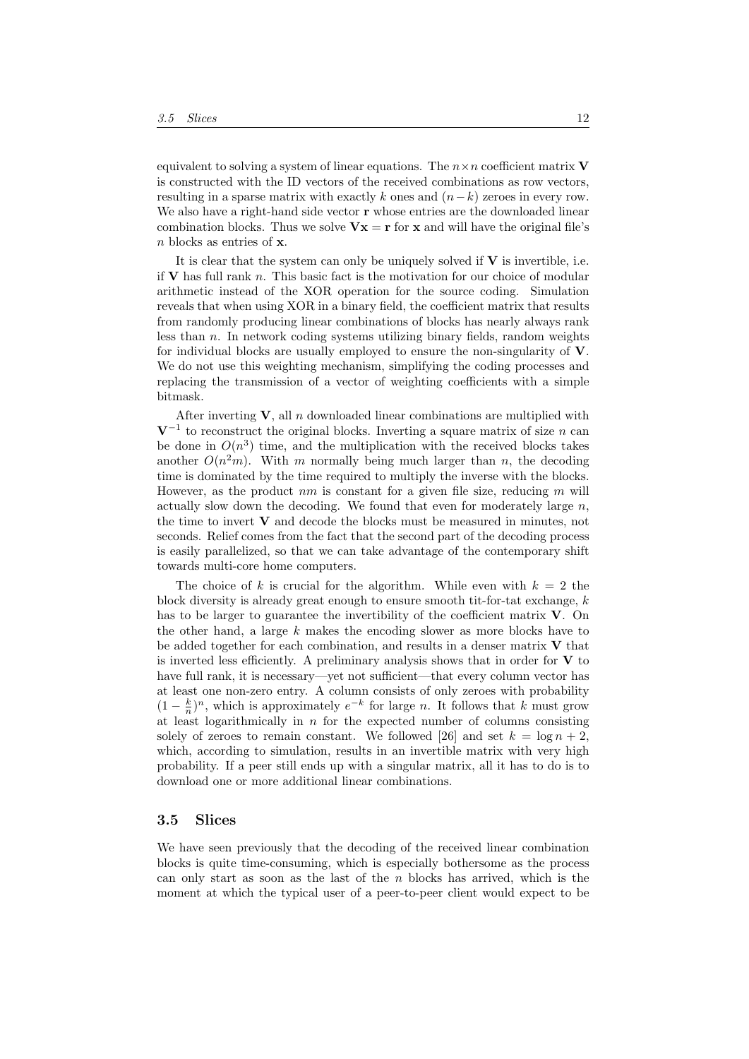equivalent to solving a system of linear equations. The $n \times n$ coefficient matrix $\mathbf{V}$ is constructed with the ID vectors of the received combinations as row vectors, resulting in a sparse matrix with exactly $k$ ones and $(n-k)$ zeroes in every row. We also have a right-hand side vector $\mathbf{r}$ whose entries are the downloaded linear combination blocks. Thus we solve $\mathbf{Vx} = \mathbf{r}$ for $\mathbf{x}$ and will have the original file's $n$ blocks as entries of $\mathbf{x}$.

It is clear that the system can only be uniquely solved if $\mathbf{V}$ is invertible, i.e. if $\mathbf{V}$ has full rank $n$. This basic fact is the motivation for our choice of modular arithmetic instead of the XOR operation for the source coding. Simulation reveals that when using XOR in a binary field, the coefficient matrix that results from randomly producing linear combinations of blocks has nearly always rank less than $n$. In network coding systems utilizing binary fields, random weights for individual blocks are usually employed to ensure the non-singularity of $\mathbf{V}$. We do not use this weighting mechanism, simplifying the coding processes and replacing the transmission of a vector of weighting coefficients with a simple bitmask.

After inverting $\mathbf{V}$, all $n$ downloaded linear combinations are multiplied with $\mathbf{V}^{-1}$ to reconstruct the original blocks. Inverting a square matrix of size $n$ can be done in $O(n^3)$ time, and the multiplication with the received blocks takes another $O(n^2 m)$. With $m$ normally being much larger than $n$, the decoding time is dominated by the time required to multiply the inverse with the blocks. However, as the product $nm$ is constant for a given file size, reducing $m$ will actually slow down the decoding. We found that even for moderately large $n$, the time to invert $\mathbf{V}$ and decode the blocks must be measured in minutes, not seconds. Relief comes from the fact that the second part of the decoding process is easily parallelized, so that we can take advantage of the contemporary shift towards multi-core home computers.

The choice of $k$ is crucial for the algorithm. While even with $k = 2$ the block diversity is already great enough to ensure smooth tit-for-tat exchange, $k$ has to be larger to guarantee the invertibility of the coefficient matrix $\mathbf{V}$. On the other hand, a large $k$ makes the encoding slower as more blocks have to be added together for each combination, and results in a denser matrix $\mathbf{V}$ that is inverted less efficiently. A preliminary analysis shows that in order for $\mathbf{V}$ to have full rank, it is necessary—yet not sufficient—that every column vector has at least one non-zero entry. A column consists of only zeroes with probability $(1 - \frac{k}{n})^n$, which is approximately $e^{-k}$ for large $n$. It follows that $k$ must grow at least logarithmically in $n$ for the expected number of columns consisting solely of zeroes to remain constant. We followed [26] and set $k = \log n + 2$, which, according to simulation, results in an invertible matrix with very high probability. If a peer still ends up with a singular matrix, all it has to do is to download one or more additional linear combinations.

## 3.5 Slices

We have seen previously that the decoding of the received linear combination blocks is quite time-consuming, which is especially bothersome as the process can only start as soon as the last of the $n$ blocks has arrived, which is the moment at which the typical user of a peer-to-peer client would expect to be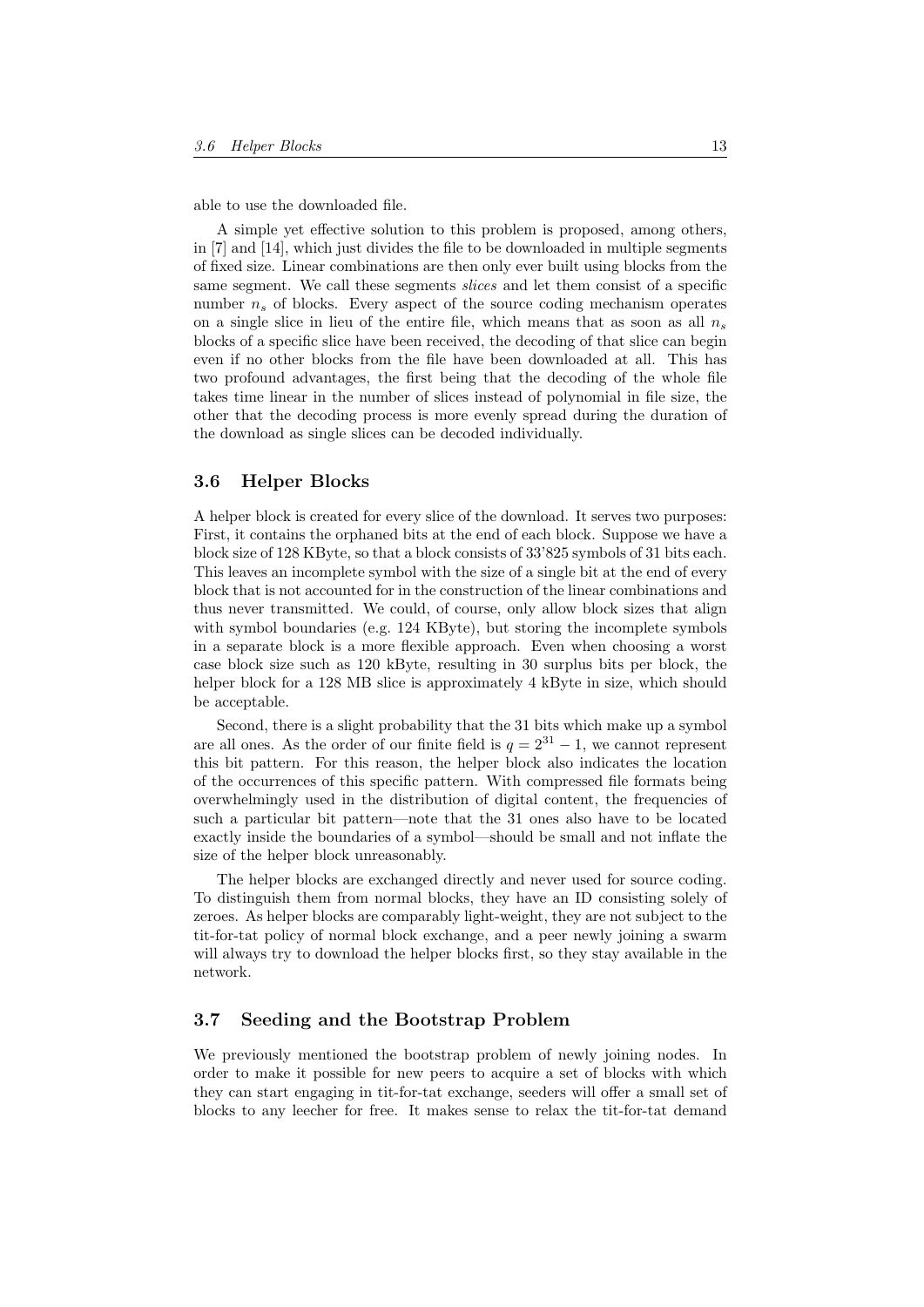able to use the downloaded file.

A simple yet effective solution to this problem is proposed, among others, in [7] and [14], which just divides the file to be downloaded in multiple segments of fixed size. Linear combinations are then only ever built using blocks from the same segment. We call these segments *slices* and let them consist of a specific number $n_s$ of blocks. Every aspect of the source coding mechanism operates on a single slice in lieu of the entire file, which means that as soon as all $n_s$ blocks of a specific slice have been received, the decoding of that slice can begin even if no other blocks from the file have been downloaded at all. This has two profound advantages, the first being that the decoding of the whole file takes time linear in the number of slices instead of polynomial in file size, the other that the decoding process is more evenly spread during the duration of the download as single slices can be decoded individually.

## 3.6 Helper Blocks

A helper block is created for every slice of the download. It serves two purposes: First, it contains the orphaned bits at the end of each block. Suppose we have a block size of 128 KByte, so that a block consists of 33'825 symbols of 31 bits each. This leaves an incomplete symbol with the size of a single bit at the end of every block that is not accounted for in the construction of the linear combinations and thus never transmitted. We could, of course, only allow block sizes that align with symbol boundaries (e.g. 124 KByte), but storing the incomplete symbols in a separate block is a more flexible approach. Even when choosing a worst case block size such as 120 kByte, resulting in 30 surplus bits per block, the helper block for a 128 MB slice is approximately 4 kByte in size, which should be acceptable.

Second, there is a slight probability that the 31 bits which make up a symbol are all ones. As the order of our finite field is $q = 2^{31} - 1$, we cannot represent this bit pattern. For this reason, the helper block also indicates the location of the occurrences of this specific pattern. With compressed file formats being overwhelmingly used in the distribution of digital content, the frequencies of such a particular bit pattern—note that the 31 ones also have to be located exactly inside the boundaries of a symbol—should be small and not inflate the size of the helper block unreasonably.

The helper blocks are exchanged directly and never used for source coding. To distinguish them from normal blocks, they have an ID consisting solely of zeroes. As helper blocks are comparably light-weight, they are not subject to the tit-for-tat policy of normal block exchange, and a peer newly joining a swarm will always try to download the helper blocks first, so they stay available in the network.

## 3.7 Seeding and the Bootstrap Problem

We previously mentioned the bootstrap problem of newly joining nodes. In order to make it possible for new peers to acquire a set of blocks with which they can start engaging in tit-for-tat exchange, seeders will offer a small set of blocks to any leecher for free. It makes sense to relax the tit-for-tat demand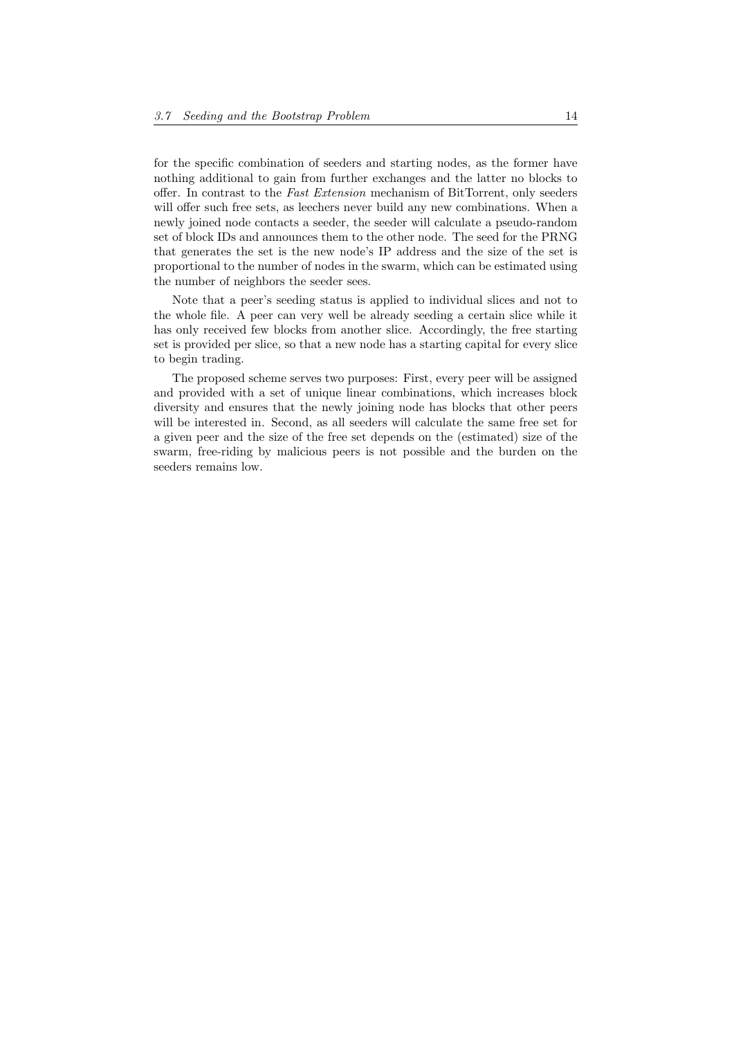for the specific combination of seeders and starting nodes, as the former have nothing additional to gain from further exchanges and the latter no blocks to offer. In contrast to the *Fast Extension* mechanism of BitTorrent, only seeders will offer such free sets, as leechers never build any new combinations. When a newly joined node contacts a seeder, the seeder will calculate a pseudo-random set of block IDs and announces them to the other node. The seed for the PRNG that generates the set is the new node's IP address and the size of the set is proportional to the number of nodes in the swarm, which can be estimated using the number of neighbors the seeder sees.

Note that a peer's seeding status is applied to individual slices and not to the whole file. A peer can very well be already seeding a certain slice while it has only received few blocks from another slice. Accordingly, the free starting set is provided per slice, so that a new node has a starting capital for every slice to begin trading.

The proposed scheme serves two purposes: First, every peer will be assigned and provided with a set of unique linear combinations, which increases block diversity and ensures that the newly joining node has blocks that other peers will be interested in. Second, as all seeders will calculate the same free set for a given peer and the size of the free set depends on the (estimated) size of the swarm, free-riding by malicious peers is not possible and the burden on the seeders remains low.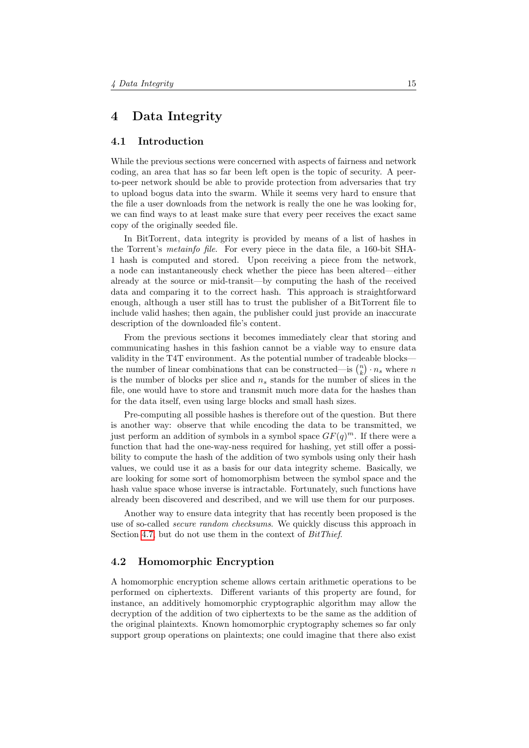# 4 Data Integrity

## 4.1 Introduction

While the previous sections were concerned with aspects of fairness and network coding, an area that has so far been left open is the topic of security. A peer-to-peer network should be able to provide protection from adversaries that try to upload bogus data into the swarm. While it seems very hard to ensure that the file a user downloads from the network is really the one he was looking for, we can find ways to at least make sure that every peer receives the exact same copy of the originally seeded file.

In BitTorrent, data integrity is provided by means of a list of hashes in the Torrent's *metainfo file*. For every piece in the data file, a 160-bit SHA-1 hash is computed and stored. Upon receiving a piece from the network, a node can instantaneously check whether the piece has been altered—either already at the source or mid-transit—by computing the hash of the received data and comparing it to the correct hash. This approach is straightforward enough, although a user still has to trust the publisher of a BitTorrent file to include valid hashes; then again, the publisher could just provide an inaccurate description of the downloaded file's content.

From the previous sections it becomes immediately clear that storing and communicating hashes in this fashion cannot be a viable way to ensure data validity in the T4T environment. As the potential number of tradeable blocks—the number of linear combinations that can be constructed—is $\binom{n}{k} \cdot n_s$ where $n$ is the number of blocks per slice and $n_s$ stands for the number of slices in the file, one would have to store and transmit much more data for the hashes than for the data itself, even using large blocks and small hash sizes.

Pre-computing all possible hashes is therefore out of the question. But there is another way: observe that while encoding the data to be transmitted, we just perform an addition of symbols in a symbol space $GF(q)^m$. If there were a function that had the one-way-ness required for hashing, yet still offer a possibility to compute the hash of the addition of two symbols using only their hash values, we could use it as a basis for our data integrity scheme. Basically, we are looking for some sort of homomorphism between the symbol space and the hash value space whose inverse is intractable. Fortunately, such functions have already been discovered and described, and we will use them for our purposes.

Another way to ensure data integrity that has recently been proposed is the use of so-called *secure random checksums*. We quickly discuss this approach in Section 4.7, but do not use them in the context of *BitThief*.

## 4.2 Homomorphic Encryption

A homomorphic encryption scheme allows certain arithmetic operations to be performed on ciphertexts. Different variants of this property are found, for instance, an additively homomorphic cryptographic algorithm may allow the decryption of the addition of two ciphertexts to be the same as the addition of the original plaintexts. Known homomorphic cryptography schemes so far only support group operations on plaintexts; one could imagine that there also exist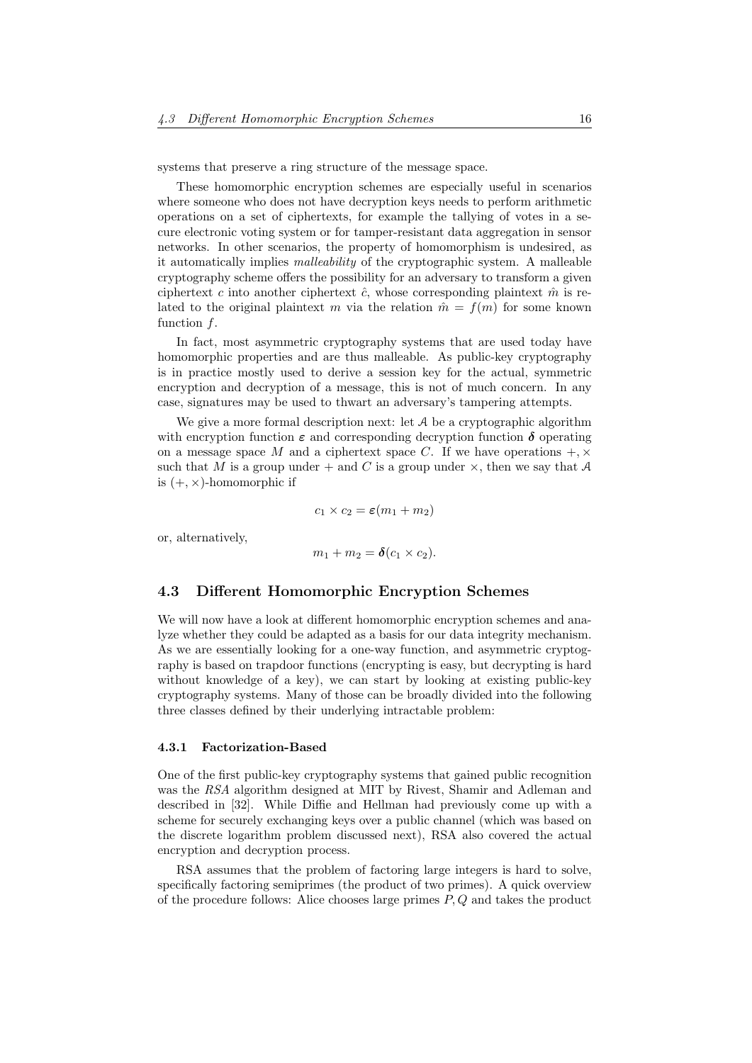systems that preserve a ring structure of the message space.

These homomorphic encryption schemes are especially useful in scenarios where someone who does not have decryption keys needs to perform arithmetic operations on a set of ciphertexts, for example the tallying of votes in a secure electronic voting system or for tamper-resistant data aggregation in sensor networks. In other scenarios, the property of homomorphism is undesired, as it automatically implies *malleability* of the cryptographic system. A malleable cryptography scheme offers the possibility for an adversary to transform a given ciphertext $c$ into another ciphertext $\hat{c}$, whose corresponding plaintext $\hat{m}$ is related to the original plaintext $m$ via the relation $\hat{m} = f(m)$ for some known function $f$.

In fact, most asymmetric cryptography systems that are used today have homomorphic properties and are thus malleable. As public-key cryptography is in practice mostly used to derive a session key for the actual, symmetric encryption and decryption of a message, this is not of much concern. In any case, signatures may be used to thwart an adversary's tampering attempts.

We give a more formal description next: let $\mathcal{A}$ be a cryptographic algorithm with encryption function $\boldsymbol{\varepsilon}$ and corresponding decryption function $\boldsymbol{\delta}$ operating on a message space $M$ and a ciphertext space $C$. If we have operations $+, \times$ such that $M$ is a group under $+$ and $C$ is a group under $\times$, then we say that $\mathcal{A}$ is $(+, \times)$-homomorphic if

$$c_1 \times c_2 = \boldsymbol{\varepsilon}(m_1 + m_2)$$

or, alternatively,

$$m_1 + m_2 = \boldsymbol{\delta}(c_1 \times c_2).$$

## 4.3 Different Homomorphic Encryption Schemes

We will now have a look at different homomorphic encryption schemes and analyze whether they could be adapted as a basis for our data integrity mechanism. As we are essentially looking for a one-way function, and asymmetric cryptography is based on trapdoor functions (encrypting is easy, but decrypting is hard without knowledge of a key), we can start by looking at existing public-key cryptography systems. Many of those can be broadly divided into the following three classes defined by their underlying intractable problem:

### 4.3.1 Factorization-Based

One of the first public-key cryptography systems that gained public recognition was the *RSA* algorithm designed at MIT by Rivest, Shamir and Adleman and described in [32]. While Diffie and Hellman had previously come up with a scheme for securely exchanging keys over a public channel (which was based on the discrete logarithm problem discussed next), RSA also covered the actual encryption and decryption process.

RSA assumes that the problem of factoring large integers is hard to solve, specifically factoring semiprimes (the product of two primes). A quick overview of the procedure follows: Alice chooses large primes $P, Q$ and takes the product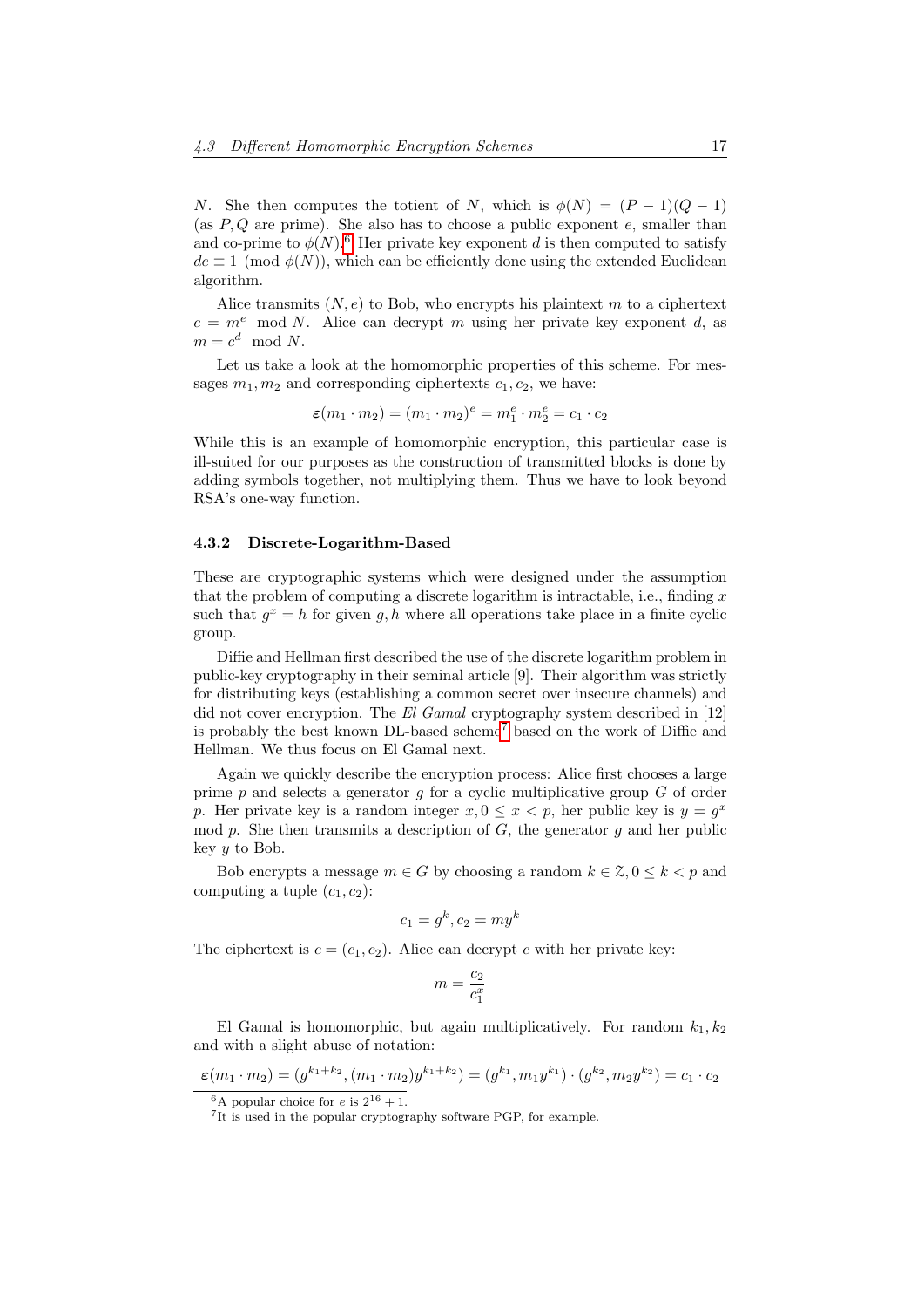$N$. She then computes the totient of $N$, which is $\phi(N) = (P-1)(Q-1)$ (as $P, Q$ are prime). She also has to choose a public exponent $e$, smaller than and co-prime to $\phi(N)$.[6] Her private key exponent $d$ is then computed to satisfy $de \equiv 1 \pmod{\phi(N)}$, which can be efficiently done using the extended Euclidean algorithm.

Alice transmits $(N, e)$ to Bob, who encrypts his plaintext $m$ to a ciphertext $c = m^e \mod N$. Alice can decrypt $m$ using her private key exponent $d$, as $m = c^d \mod N$.

Let us take a look at the homomorphic properties of this scheme. For messages $m_1, m_2$ and corresponding ciphertexts $c_1, c_2$, we have:

$$\varepsilon(m_1 \cdot m_2) = (m_1 \cdot m_2)^e = m_1^e \cdot m_2^e = c_1 \cdot c_2$$

While this is an example of homomorphic encryption, this particular case is ill-suited for our purposes as the construction of transmitted blocks is done by adding symbols together, not multiplying them. Thus we have to look beyond RSA's one-way function.

### 4.3.2 Discrete-Logarithm-Based

These are cryptographic systems which were designed under the assumption that the problem of computing a discrete logarithm is intractable, i.e., finding $x$ such that $g^x = h$ for given $g, h$ where all operations take place in a finite cyclic group.

Diffie and Hellman first described the use of the discrete logarithm problem in public-key cryptography in their seminal article [9]. Their algorithm was strictly for distributing keys (establishing a common secret over insecure channels) and did not cover encryption. The *El Gamal* cryptography system described in [12] is probably the best known DL-based scheme[7] based on the work of Diffie and Hellman. We thus focus on El Gamal next.

Again we quickly describe the encryption process: Alice first chooses a large prime $p$ and selects a generator $g$ for a cyclic multiplicative group $G$ of order $p$. Her private key is a random integer $x, 0 \leq x < p$, her public key is $y = g^x \mod p$. She then transmits a description of $G$, the generator $g$ and her public key $y$ to Bob.

Bob encrypts a message $m \in G$ by choosing a random $k \in \mathbb{Z}, 0 \leq k < p$ and computing a tuple $(c_1, c_2)$:

$$c_1 = g^k, c_2 = my^k$$

The ciphertext is $c = (c_1, c_2)$. Alice can decrypt $c$ with her private key:

$$m = \frac{c_2}{c_1^x}$$

El Gamal is homomorphic, but again multiplicatively. For random $k_1, k_2$ and with a slight abuse of notation:

$$\varepsilon(m_1 \cdot m_2) = (g^{k_1+k_2}, (m_1 \cdot m_2)y^{k_1+k_2}) = (g^{k_1}, m_1 y^{k_1}) \cdot (g^{k_2}, m_2 y^{k_2}) = c_1 \cdot c_2$$

[6] A popular choice for $e$ is $2^{16} + 1$.

[7] It is used in the popular cryptography software PGP, for example.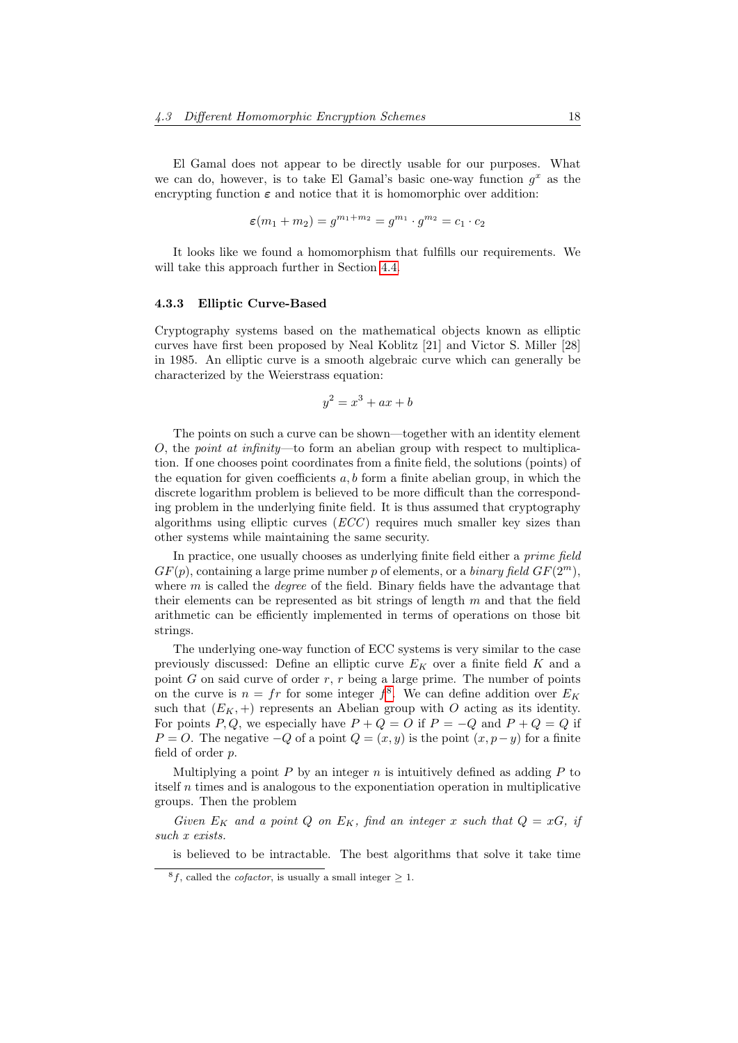El Gamal does not appear to be directly usable for our purposes. What we can do, however, is to take El Gamal's basic one-way function $g^x$ as the encrypting function $\varepsilon$ and notice that it is homomorphic over addition:

$$\varepsilon(m_1 + m_2) = g^{m_1+m_2} = g^{m_1} \cdot g^{m_2} = c_1 \cdot c_2$$

It looks like we found a homomorphism that fulfills our requirements. We will take this approach further in Section 4.4.

### 4.3.3 Elliptic Curve-Based

Cryptography systems based on the mathematical objects known as elliptic curves have first been proposed by Neal Koblitz [21] and Victor S. Miller [28] in 1985. An elliptic curve is a smooth algebraic curve which can generally be characterized by the Weierstrass equation:

$$y^2 = x^3 + ax + b$$

The points on such a curve can be shown—together with an identity element $O$, the *point at infinity*—to form an abelian group with respect to multiplication. If one chooses point coordinates from a finite field, the solutions (points) of the equation for given coefficients $a, b$ form a finite abelian group, in which the discrete logarithm problem is believed to be more difficult than the corresponding problem in the underlying finite field. It is thus assumed that cryptography algorithms using elliptic curves (*ECC*) requires much smaller key sizes than other systems while maintaining the same security.

In practice, one usually chooses as underlying finite field either a *prime field* $GF(p)$, containing a large prime number $p$ of elements, or a *binary field* $GF(2^m)$, where $m$ is called the *degree* of the field. Binary fields have the advantage that their elements can be represented as bit strings of length $m$ and that the field arithmetic can be efficiently implemented in terms of operations on those bit strings.

The underlying one-way function of ECC systems is very similar to the case previously discussed: Define an elliptic curve $E_K$ over a finite field $K$ and a point $G$ on said curve of order $r$, $r$ being a large prime. The number of points on the curve is $n = fr$ for some integer $f$[8]. We can define addition over $E_K$ such that $(E_K, +)$ represents an Abelian group with $O$ acting as its identity. For points $P, Q$, we especially have $P + Q = O$ if $P = -Q$ and $P + Q = Q$ if $P = O$. The negative $-Q$ of a point $Q = (x, y)$ is the point $(x, p - y)$ for a finite field of order $p$.

Multiplying a point $P$ by an integer $n$ is intuitively defined as adding $P$ to itself $n$ times and is analogous to the exponentiation operation in multiplicative groups. Then the problem

*Given $E_K$ and a point $Q$ on $E_K$, find an integer $x$ such that $Q = xG$, if such $x$ exists.*

is believed to be intractable. The best algorithms that solve it take time

[8] $f$, called the *cofactor*, is usually a small integer $\geq 1$.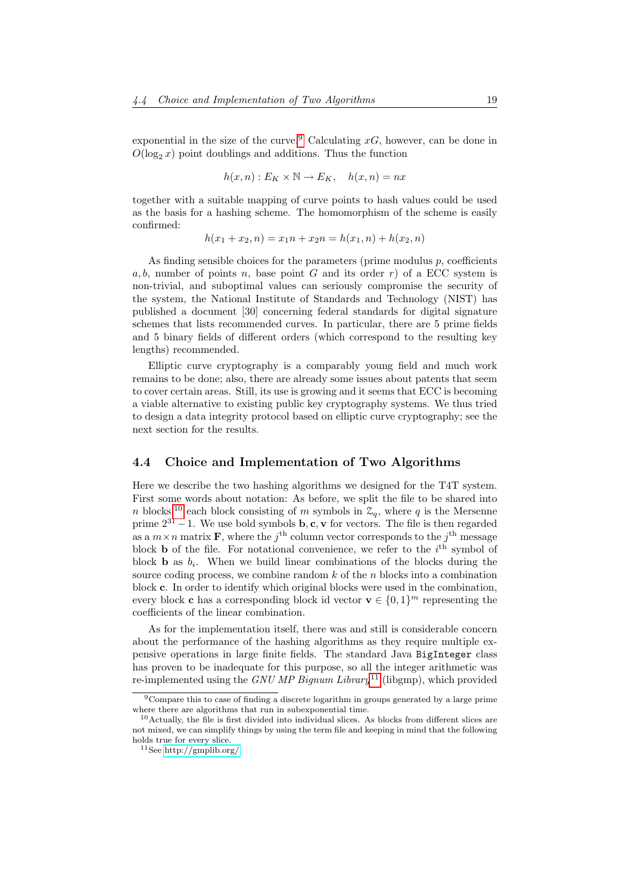exponential in the size of the curve.[9] Calculating $xG$, however, can be done in $O(\log_2 x)$ point doublings and additions. Thus the function

$$h(x, n) : E_K \times \mathbb{N} \to E_K, \quad h(x, n) = nx$$

together with a suitable mapping of curve points to hash values could be used as the basis for a hashing scheme. The homomorphism of the scheme is easily confirmed:

$$h(x_1 + x_2, n) = x_1 n + x_2 n = h(x_1, n) + h(x_2, n)$$

As finding sensible choices for the parameters (prime modulus $p$, coefficients $a, b$, number of points $n$, base point $G$ and its order $r$) of a ECC system is non-trivial, and suboptimal values can seriously compromise the security of the system, the National Institute of Standards and Technology (NIST) has published a document [30] concerning federal standards for digital signature schemes that lists recommended curves. In particular, there are 5 prime fields and 5 binary fields of different orders (which correspond to the resulting key lengths) recommended.

Elliptic curve cryptography is a comparably young field and much work remains to be done; also, there are already some issues about patents that seem to cover certain areas. Still, its use is growing and it seems that ECC is becoming a viable alternative to existing public key cryptography systems. We thus tried to design a data integrity protocol based on elliptic curve cryptography; see the next section for the results.

## 4.4 Choice and Implementation of Two Algorithms

Here we describe the two hashing algorithms we designed for the T4T system. First some words about notation: As before, we split the file to be shared into $n$ blocks,[10] each block consisting of $m$ symbols in $\mathcal{Z}_q$, where $q$ is the Mersenne prime $2^{31} - 1$. We use bold symbols $\mathbf{b}, \mathbf{c}, \mathbf{v}$ for vectors. The file is then regarded as a $m \times n$ matrix $\mathbf{F}$, where the $j^{\text{th}}$ column vector corresponds to the $j^{\text{th}}$ message block $\mathbf{b}$ of the file. For notational convenience, we refer to the $i^{\text{th}}$ symbol of block $\mathbf{b}$ as $b_i$. When we build linear combinations of the blocks during the source coding process, we combine random $k$ of the $n$ blocks into a combination block $\mathbf{c}$. In order to identify which original blocks were used in the combination, every block $\mathbf{c}$ has a corresponding block id vector $\mathbf{v} \in \{0, 1\}^m$ representing the coefficients of the linear combination.

As for the implementation itself, there was and still is considerable concern about the performance of the hashing algorithms as they require multiple expensive operations in large finite fields. The standard Java `BigInteger` class has proven to be inadequate for this purpose, so all the integer arithmetic was re-implemented using the *GNU MP Bignum Library*[11] (libgmp), which provided

---

[9] Compare this to case of finding a discrete logarithm in groups generated by a large prime where there are algorithms that run in subexponential time.

[10] Actually, the file is first divided into individual slices. As blocks from different slices are not mixed, we can simplify things by using the term file and keeping in mind that the following holds true for every slice.

[11] See http://gmplib.org/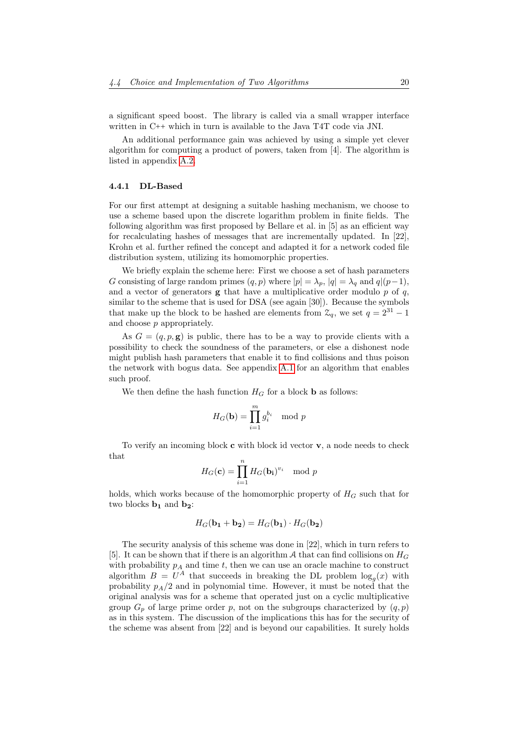a significant speed boost. The library is called via a small wrapper interface written in C++ which in turn is available to the Java T4T code via JNI.

An additional performance gain was achieved by using a simple yet clever algorithm for computing a product of powers, taken from [4]. The algorithm is listed in appendix A.2.

### 4.4.1 DL-Based

For our first attempt at designing a suitable hashing mechanism, we choose to use a scheme based upon the discrete logarithm problem in finite fields. The following algorithm was first proposed by Bellare et al. in [5] as an efficient way for recalculating hashes of messages that are incrementally updated. In [22], Krohn et al. further refined the concept and adapted it for a network coded file distribution system, utilizing its homomorphic properties.

We briefly explain the scheme here: First we choose a set of hash parameters $G$ consisting of large random primes $(q, p)$ where $|p| = \lambda_p$, $|q| = \lambda_q$ and $q|(p-1)$, and a vector of generators $\mathbf{g}$ that have a multiplicative order modulo $p$ of $q$, similar to the scheme that is used for DSA (see again [30]). Because the symbols that make up the block to be hashed are elements from $\mathcal{Z}_q$, we set $q = 2^{31} - 1$ and choose $p$ appropriately.

As $G = (q, p, \mathbf{g})$ is public, there has to be a way to provide clients with a possibility to check the soundness of the parameters, or else a dishonest node might publish hash parameters that enable it to find collisions and thus poison the network with bogus data. See appendix A.1 for an algorithm that enables such proof.

We then define the hash function $H_G$ for a block $\mathbf{b}$ as follows:

$$H_G(\mathbf{b}) = \prod_{i=1}^{m} g_i^{b_i} \mod p$$

To verify an incoming block $\mathbf{c}$ with block id vector $\mathbf{v}$, a node needs to check that

$$H_G(\mathbf{c}) = \prod_{i=1}^{n} H_G(\mathbf{b_i})^{v_i} \mod p$$

holds, which works because of the homomorphic property of $H_G$ such that for two blocks $\mathbf{b_1}$ and $\mathbf{b_2}$:

$$H_G(\mathbf{b_1} + \mathbf{b_2}) = H_G(\mathbf{b_1}) \cdot H_G(\mathbf{b_2})$$

The security analysis of this scheme was done in [22], which in turn refers to [5]. It can be shown that if there is an algorithm $\mathcal{A}$ that can find collisions on $H_G$ with probability $p_A$ and time $t$, then we can use an oracle machine to construct algorithm $B = U^A$ that succeeds in breaking the DL problem $\log_g(x)$ with probability $p_A/2$ and in polynomial time. However, it must be noted that the original analysis was for a scheme that operated just on a cyclic multiplicative group $G_p$ of large prime order $p$, not on the subgroups characterized by $(q, p)$ as in this system. The discussion of the implications this has for the security of the scheme was absent from [22] and is beyond our capabilities. It surely holds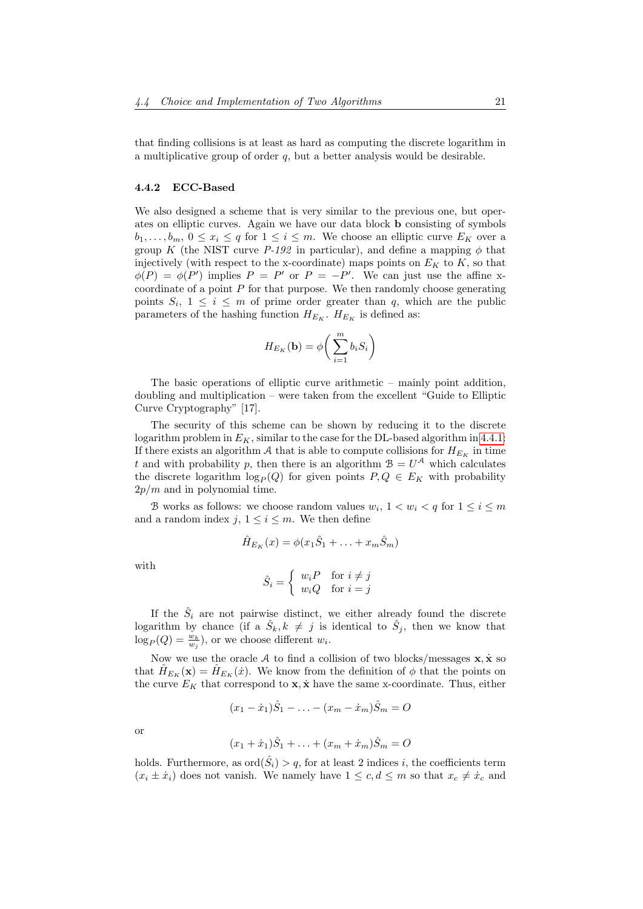that finding collisions is at least as hard as computing the discrete logarithm in a multiplicative group of order $q$, but a better analysis would be desirable.

### 4.4.2 ECC-Based

We also designed a scheme that is very similar to the previous one, but operates on elliptic curves. Again we have our data block $\mathbf{b}$ consisting of symbols $b_1, \ldots, b_m$, $0 \leq x_i \leq q$ for $1 \leq i \leq m$. We choose an elliptic curve $E_K$ over a group $K$ (the NIST curve *P-192* in particular), and define a mapping $\phi$ that injectively (with respect to the x-coordinate) maps points on $E_K$ to $K$, so that $\phi(P) = \phi(P')$ implies $P = P'$ or $P = -P'$. We can just use the affine x-coordinate of a point $P$ for that purpose. We then randomly choose generating points $S_i$, $1 \leq i \leq m$ of prime order greater than $q$, which are the public parameters of the hashing function $H_{E_K}$. $H_{E_K}$ is defined as:

$$H_{E_K}(\mathbf{b}) = \phi\bigg(\sum_{i=1}^{m} b_i S_i\bigg)$$

The basic operations of elliptic curve arithmetic – mainly point addition, doubling and multiplication – were taken from the excellent "Guide to Elliptic Curve Cryptography" [17].

The security of this scheme can be shown by reducing it to the discrete logarithm problem in $E_K$, similar to the case for the DL-based algorithm in 4.4.1: If there exists an algorithm $\mathcal{A}$ that is able to compute collisions for $H_{E_K}$ in time $t$ and with probability $p$, then there is an algorithm $\mathcal{B} = U^{\mathcal{A}}$ which calculates the discrete logarithm $\log_P(Q)$ for given points $P, Q \in E_K$ with probability $2p/m$ and in polynomial time.

$\mathcal{B}$ works as follows: we choose random values $w_i$, $1 < w_i < q$ for $1 \leq i \leq m$ and a random index $j$, $1 \leq i \leq m$. We then define

$$\hat{H}_{E_K}(x) = \phi(x_1\hat{S}_1 + \ldots + x_m\hat{S}_m)$$

with

$$\hat{S}_i = \begin{cases} w_i P & \text{for } i \neq j \\ w_i Q & \text{for } i = j \end{cases}$$

If the $\hat{S}_i$ are not pairwise distinct, we either already found the discrete logarithm by chance (if a $\hat{S}_k, k \neq j$ is identical to $\hat{S}_j$, then we know that $\log_P(Q) = \frac{w_k}{w_j}$), or we choose different $w_i$.

Now we use the oracle $\mathcal{A}$ to find a collision of two blocks/messages $\mathbf{x}, \dot{\mathbf{x}}$ so that $\hat{H}_{E_K}(\mathbf{x}) = \hat{H}_{E_K}(\dot{x})$. We know from the definition of $\phi$ that the points on the curve $E_K$ that correspond to $\mathbf{x}, \dot{\mathbf{x}}$ have the same x-coordinate. Thus, either

$$(x_1 - \dot{x}_1)\hat{S}_1 - \ldots - (x_m - \dot{x}_m)\hat{S}_m = O$$

or

$$(x_1 + \dot{x}_1)\hat{S}_1 + \ldots + (x_m + \dot{x}_m)\hat{S}_m = O$$

holds. Furthermore, as $\text{ord}(\hat{S}_i) > q$, for at least 2 indices $i$, the coefficients term $(x_i \pm \dot{x}_i)$ does not vanish. We namely have $1 \leq c, d \leq m$ so that $x_c \neq \dot{x}_c$ and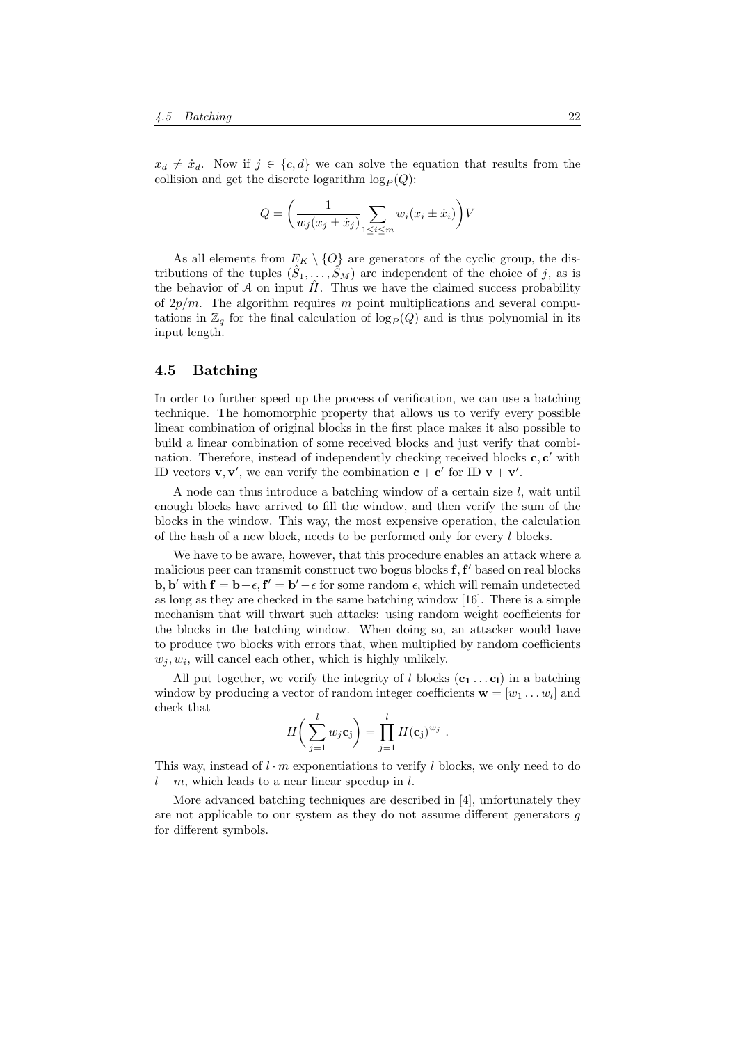$x_d \neq \dot{x}_d$. Now if $j \in \{c, d\}$ we can solve the equation that results from the collision and get the discrete logarithm $\log_P(Q)$:

$$Q = \bigg(\frac{1}{w_j(x_j \pm \dot{x}_j)} \sum_{1 \le i \le m} w_i(x_i \pm \dot{x}_i)\bigg) V$$

As all elements from $E_K \setminus \{O\}$ are generators of the cyclic group, the distributions of the tuples $(\hat{S}_1, \dots, \hat{S}_M)$ are independent of the choice of $j$, as is the behavior of $\mathcal{A}$ on input $\hat{H}$. Thus we have the claimed success probability of $2p/m$. The algorithm requires $m$ point multiplications and several computations in $\mathbb{Z}_q$ for the final calculation of $\log_P(Q)$ and is thus polynomial in its input length.

## 4.5 Batching

In order to further speed up the process of verification, we can use a batching technique. The homomorphic property that allows us to verify every possible linear combination of original blocks in the first place makes it also possible to build a linear combination of some received blocks and just verify that combination. Therefore, instead of independently checking received blocks $\mathbf{c}, \mathbf{c}'$ with ID vectors $\mathbf{v}, \mathbf{v}'$, we can verify the combination $\mathbf{c} + \mathbf{c}'$ for ID $\mathbf{v} + \mathbf{v}'$.

A node can thus introduce a batching window of a certain size $l$, wait until enough blocks have arrived to fill the window, and then verify the sum of the blocks in the window. This way, the most expensive operation, the calculation of the hash of a new block, needs to be performed only for every $l$ blocks.

We have to be aware, however, that this procedure enables an attack where a malicious peer can transmit two bogus blocks $\mathbf{f}, \mathbf{f}'$ based on real blocks $\mathbf{b}, \mathbf{b}'$ with $\mathbf{f} = \mathbf{b} + \epsilon, \mathbf{f}' = \mathbf{b}' - \epsilon$ for some random $\epsilon$, which will remain undetected as long as they are checked in the same batching window [16]. There is a simple mechanism that will thwart such attacks: using random weight coefficients for the blocks in the batching window. When doing so, an attacker would have to produce two blocks with errors that, when multiplied by random coefficients $w_j, w_i$, will cancel each other, which is highly unlikely.

All put together, we verify the integrity of $l$ blocks $(\mathbf{c_1} \dots \mathbf{c_l})$ in a batching window by producing a vector of random integer coefficients $\mathbf{w} = [w_1 \dots w_l]$ and check that

$$H\bigg(\sum_{j=1}^{l} w_j \mathbf{c_j}\bigg) = \prod_{j=1}^{l} H(\mathbf{c_j})^{w_j} \ .$$

This way, instead of $l \cdot m$ exponentiations to verify $l$ blocks, we only need to do $l + m$, which leads to a near linear speedup in $l$.

More advanced batching techniques are described in [4], unfortunately they are not applicable to our system as they do not assume different generators $g$ for different symbols.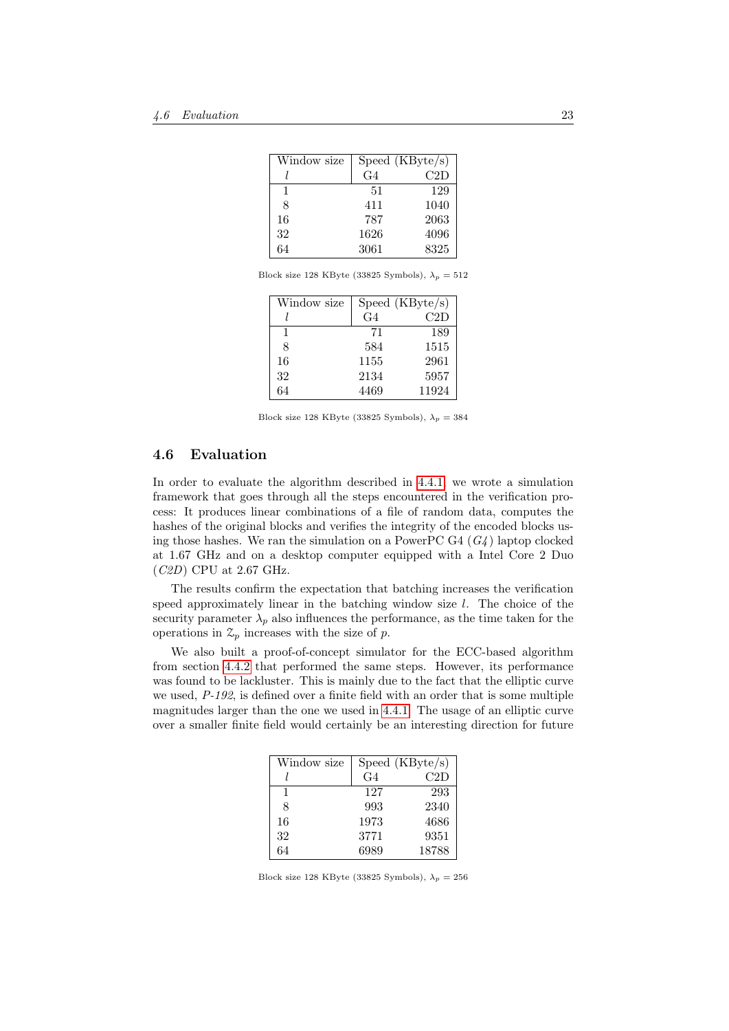| Window size | Speed (KByte/s) | |
|---|---|---|
| $l$ | G4 | C2D |
| 1 | 51 | 129 |
| 8 | 411 | 1040 |
| 16 | 787 | 2063 |
| 32 | 1626 | 4096 |
| 64 | 3061 | 8325 |

Block size 128 KByte (33825 Symbols), $\lambda_p = 512$

| Window size | Speed (KByte/s) | |
|---|---|---|
| $l$ | G4 | C2D |
| 1 | 71 | 189 |
| 8 | 584 | 1515 |
| 16 | 1155 | 2961 |
| 32 | 2134 | 5957 |
| 64 | 4469 | 11924 |

Block size 128 KByte (33825 Symbols), $\lambda_p = 384$

## 4.6 Evaluation

In order to evaluate the algorithm described in 4.4.1, we wrote a simulation framework that goes through all the steps encountered in the verification process: It produces linear combinations of a file of random data, computes the hashes of the original blocks and verifies the integrity of the encoded blocks using those hashes. We ran the simulation on a PowerPC G4 (*G4*) laptop clocked at 1.67 GHz and on a desktop computer equipped with a Intel Core 2 Duo (*C2D*) CPU at 2.67 GHz.

The results confirm the expectation that batching increases the verification speed approximately linear in the batching window size $l$. The choice of the security parameter $\lambda_p$ also influences the performance, as the time taken for the operations in $\mathcal{Z}_p$ increases with the size of $p$.

We also built a proof-of-concept simulator for the ECC-based algorithm from section 4.4.2 that performed the same steps. However, its performance was found to be lackluster. This is mainly due to the fact that the elliptic curve we used, *P-192*, is defined over a finite field with an order that is some multiple magnitudes larger than the one we used in 4.4.1. The usage of an elliptic curve over a smaller finite field would certainly be an interesting direction for future

| Window size | Speed (KByte/s) | |
|---|---|---|
| $l$ | G4 | C2D |
| 1 | 127 | 293 |
| 8 | 993 | 2340 |
| 16 | 1973 | 4686 |
| 32 | 3771 | 9351 |
| 64 | 6989 | 18788 |

Block size 128 KByte (33825 Symbols), $\lambda_p = 256$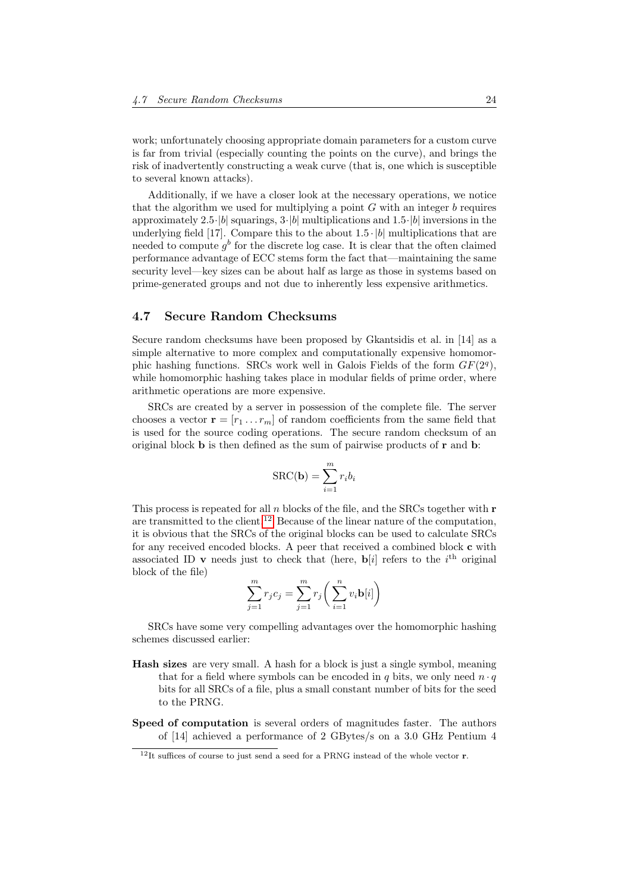work; unfortunately choosing appropriate domain parameters for a custom curve is far from trivial (especially counting the points on the curve), and brings the risk of inadvertently constructing a weak curve (that is, one which is susceptible to several known attacks).

Additionally, if we have a closer look at the necessary operations, we notice that the algorithm we used for multiplying a point $G$ with an integer $b$ requires approximately $2.5 \cdot |b|$ squarings, $3 \cdot |b|$ multiplications and $1.5 \cdot |b|$ inversions in the underlying field [17]. Compare this to the about $1.5 \cdot |b|$ multiplications that are needed to compute $g^b$ for the discrete log case. It is clear that the often claimed performance advantage of ECC stems form the fact that—maintaining the same security level—key sizes can be about half as large as those in systems based on prime-generated groups and not due to inherently less expensive arithmetics.

## 4.7 Secure Random Checksums

Secure random checksums have been proposed by Gkantsidis et al. in [14] as a simple alternative to more complex and computationally expensive homomorphic hashing functions. SRCs work well in Galois Fields of the form $GF(2^q)$, while homomorphic hashing takes place in modular fields of prime order, where arithmetic operations are more expensive.

SRCs are created by a server in possession of the complete file. The server chooses a vector $\mathbf{r} = [r_1 \dots r_m]$ of random coefficients from the same field that is used for the source coding operations. The secure random checksum of an original block $\mathbf{b}$ is then defined as the sum of pairwise products of $\mathbf{r}$ and $\mathbf{b}$:

$$\text{SRC}(\mathbf{b}) = \sum_{i=1}^{m} r_i b_i$$

This process is repeated for all $n$ blocks of the file, and the SRCs together with $\mathbf{r}$ are transmitted to the client.[12] Because of the linear nature of the computation, it is obvious that the SRCs of the original blocks can be used to calculate SRCs for any received encoded blocks. A peer that received a combined block $\mathbf{c}$ with associated ID $\mathbf{v}$ needs just to check that (here, $\mathbf{b}[i]$ refers to the $i^{\text{th}}$ original block of the file)

$$\sum_{j=1}^{m} r_j c_j = \sum_{j=1}^{m} r_j \left( \sum_{i=1}^{n} v_i \mathbf{b}[i] \right)$$

SRCs have some very compelling advantages over the homomorphic hashing schemes discussed earlier:

**Hash sizes** are very small. A hash for a block is just a single symbol, meaning that for a field where symbols can be encoded in $q$ bits, we only need $n \cdot q$ bits for all SRCs of a file, plus a small constant number of bits for the seed to the PRNG.

**Speed of computation** is several orders of magnitudes faster. The authors of [14] achieved a performance of 2 GBytes/s on a 3.0 GHz Pentium 4

[12] It suffices of course to just send a seed for a PRNG instead of the whole vector $\mathbf{r}$.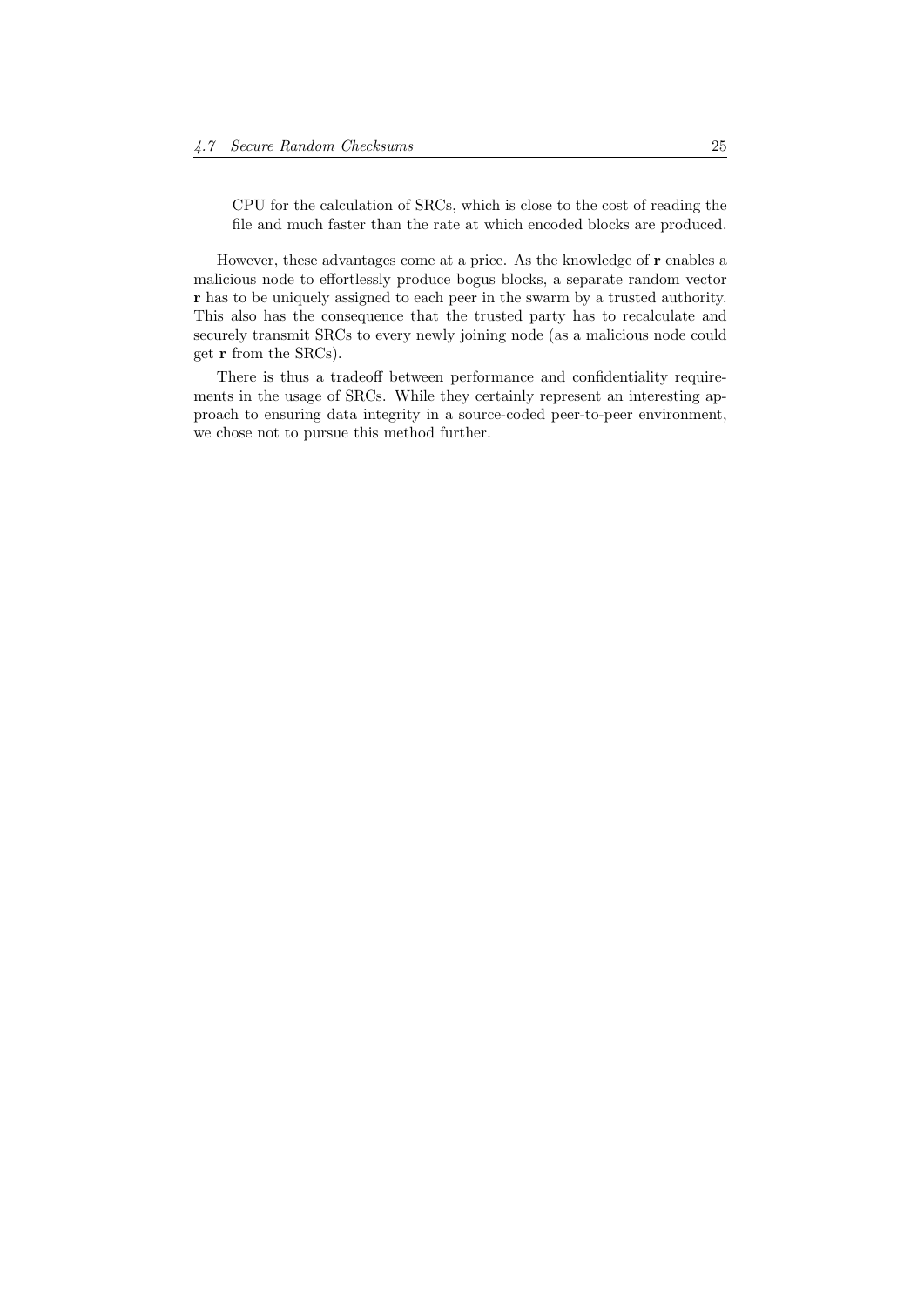CPU for the calculation of SRCs, which is close to the cost of reading the file and much faster than the rate at which encoded blocks are produced.

However, these advantages come at a price. As the knowledge of $\mathbf{r}$ enables a malicious node to effortlessly produce bogus blocks, a separate random vector $\mathbf{r}$ has to be uniquely assigned to each peer in the swarm by a trusted authority. This also has the consequence that the trusted party has to recalculate and securely transmit SRCs to every newly joining node (as a malicious node could get $\mathbf{r}$ from the SRCs).

There is thus a tradeoff between performance and confidentiality requirements in the usage of SRCs. While they certainly represent an interesting approach to ensuring data integrity in a source-coded peer-to-peer environment, we chose not to pursue this method further.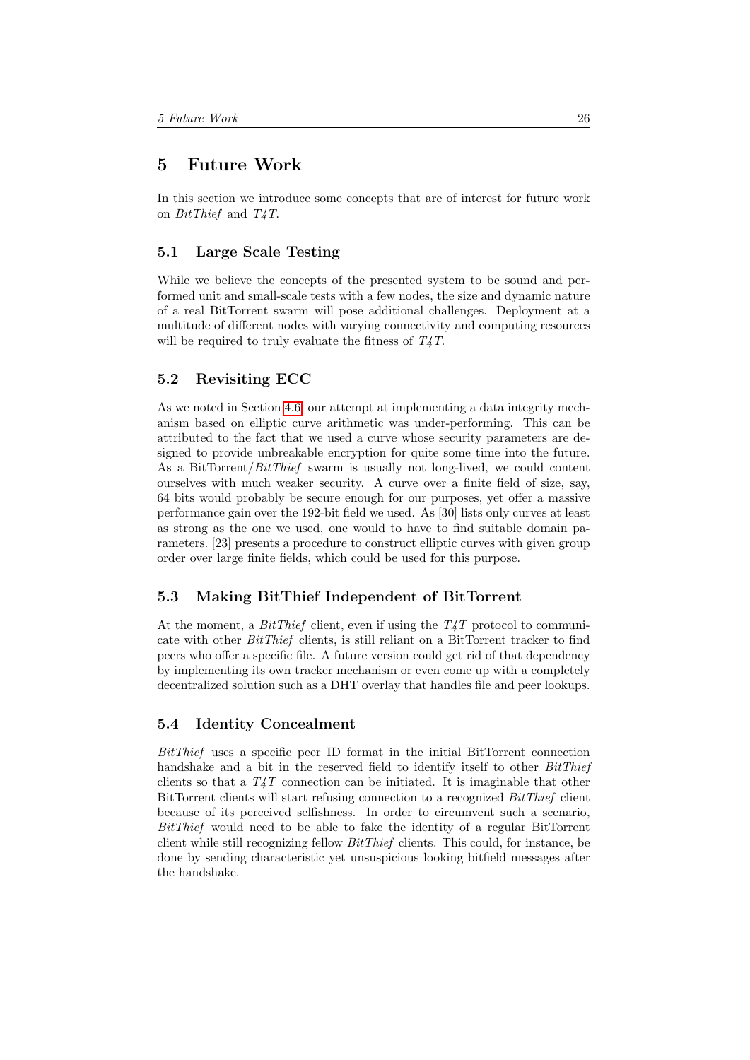# 5 Future Work

In this section we introduce some concepts that are of interest for future work on *BitThief* and *T4T*.

## 5.1 Large Scale Testing

While we believe the concepts of the presented system to be sound and performed unit and small-scale tests with a few nodes, the size and dynamic nature of a real BitTorrent swarm will pose additional challenges. Deployment at a multitude of different nodes with varying connectivity and computing resources will be required to truly evaluate the fitness of *T4T*.

## 5.2 Revisiting ECC

As we noted in Section 4.6, our attempt at implementing a data integrity mechanism based on elliptic curve arithmetic was under-performing. This can be attributed to the fact that we used a curve whose security parameters are designed to provide unbreakable encryption for quite some time into the future. As a BitTorrent/*BitThief* swarm is usually not long-lived, we could content ourselves with much weaker security. A curve over a finite field of size, say, 64 bits would probably be secure enough for our purposes, yet offer a massive performance gain over the 192-bit field we used. As [30] lists only curves at least as strong as the one we used, one would to have to find suitable domain parameters. [23] presents a procedure to construct elliptic curves with given group order over large finite fields, which could be used for this purpose.

## 5.3 Making BitThief Independent of BitTorrent

At the moment, a *BitThief* client, even if using the *T4T* protocol to communicate with other *BitThief* clients, is still reliant on a BitTorrent tracker to find peers who offer a specific file. A future version could get rid of that dependency by implementing its own tracker mechanism or even come up with a completely decentralized solution such as a DHT overlay that handles file and peer lookups.

## 5.4 Identity Concealment

*BitThief* uses a specific peer ID format in the initial BitTorrent connection handshake and a bit in the reserved field to identify itself to other *BitThief* clients so that a *T4T* connection can be initiated. It is imaginable that other BitTorrent clients will start refusing connection to a recognized *BitThief* client because of its perceived selfishness. In order to circumvent such a scenario, *BitThief* would need to be able to fake the identity of a regular BitTorrent client while still recognizing fellow *BitThief* clients. This could, for instance, be done by sending characteristic yet unsuspicious looking bitfield messages after the handshake.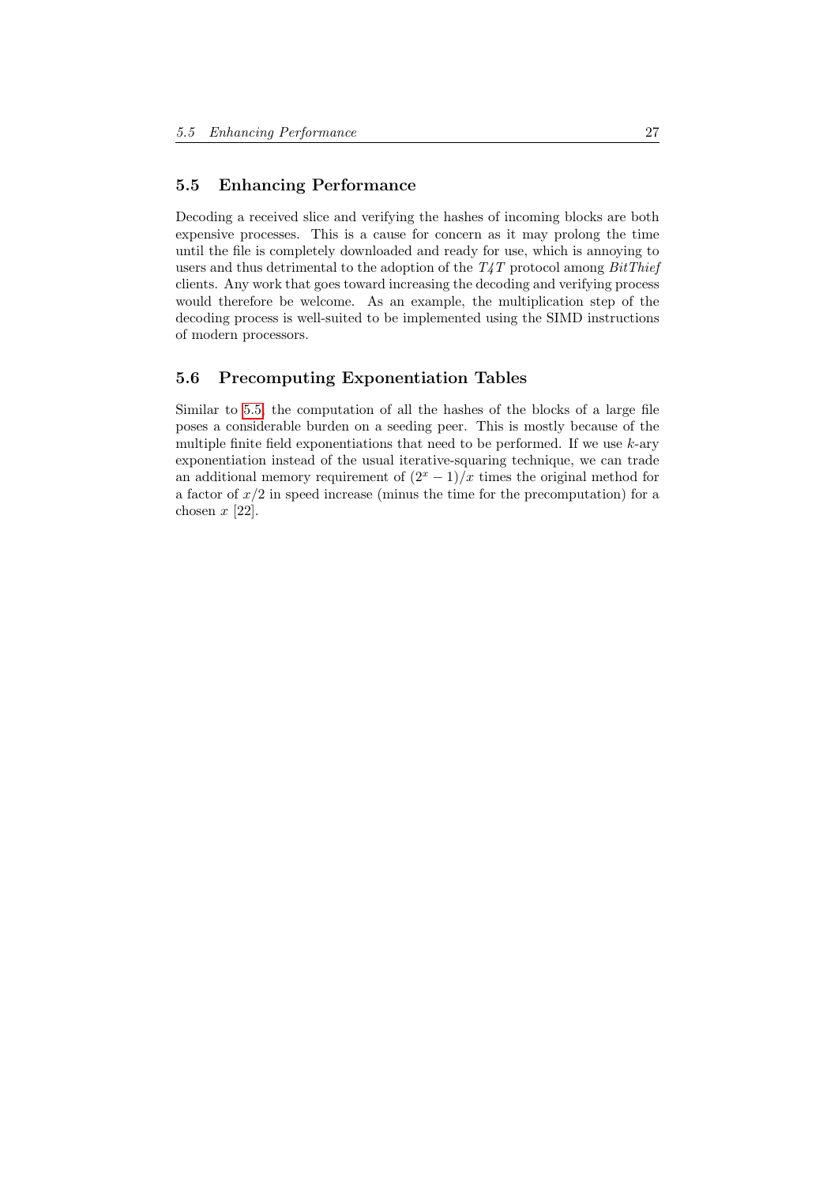## 5.5 Enhancing Performance

Decoding a received slice and verifying the hashes of incoming blocks are both expensive processes. This is a cause for concern as it may prolong the time until the file is completely downloaded and ready for use, which is annoying to users and thus detrimental to the adoption of the *T4T* protocol among *BitThief* clients. Any work that goes toward increasing the decoding and verifying process would therefore be welcome. As an example, the multiplication step of the decoding process is well-suited to be implemented using the SIMD instructions of modern processors.

## 5.6 Precomputing Exponentiation Tables

Similar to 5.5, the computation of all the hashes of the blocks of a large file poses a considerable burden on a seeding peer. This is mostly because of the multiple finite field exponentiations that need to be performed. If we use $k$-ary exponentiation instead of the usual iterative-squaring technique, we can trade an additional memory requirement of $(2^x - 1)/x$ times the original method for a factor of $x/2$ in speed increase (minus the time for the precomputation) for a chosen $x$ [22].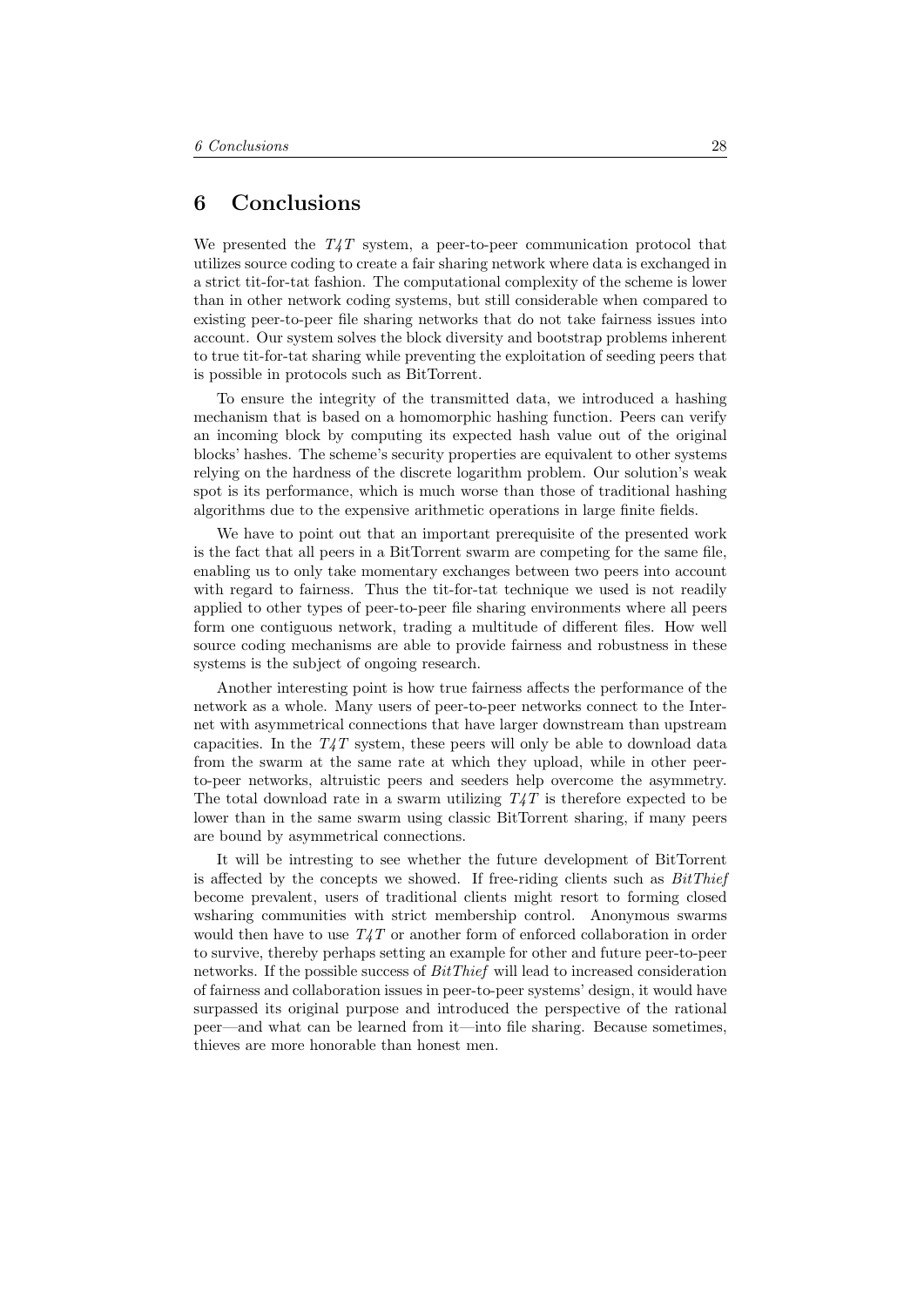# 6 Conclusions

We presented the *T4T* system, a peer-to-peer communication protocol that utilizes source coding to create a fair sharing network where data is exchanged in a strict tit-for-tat fashion. The computational complexity of the scheme is lower than in other network coding systems, but still considerable when compared to existing peer-to-peer file sharing networks that do not take fairness issues into account. Our system solves the block diversity and bootstrap problems inherent to true tit-for-tat sharing while preventing the exploitation of seeding peers that is possible in protocols such as BitTorrent.

To ensure the integrity of the transmitted data, we introduced a hashing mechanism that is based on a homomorphic hashing function. Peers can verify an incoming block by computing its expected hash value out of the original blocks' hashes. The scheme's security properties are equivalent to other systems relying on the hardness of the discrete logarithm problem. Our solution's weak spot is its performance, which is much worse than those of traditional hashing algorithms due to the expensive arithmetic operations in large finite fields.

We have to point out that an important prerequisite of the presented work is the fact that all peers in a BitTorrent swarm are competing for the same file, enabling us to only take momentary exchanges between two peers into account with regard to fairness. Thus the tit-for-tat technique we used is not readily applied to other types of peer-to-peer file sharing environments where all peers form one contiguous network, trading a multitude of different files. How well source coding mechanisms are able to provide fairness and robustness in these systems is the subject of ongoing research.

Another interesting point is how true fairness affects the performance of the network as a whole. Many users of peer-to-peer networks connect to the Internet with asymmetrical connections that have larger downstream than upstream capacities. In the *T4T* system, these peers will only be able to download data from the swarm at the same rate at which they upload, while in other peer-to-peer networks, altruistic peers and seeders help overcome the asymmetry. The total download rate in a swarm utilizing *T4T* is therefore expected to be lower than in the same swarm using classic BitTorrent sharing, if many peers are bound by asymmetrical connections.

It will be intresting to see whether the future development of BitTorrent is affected by the concepts we showed. If free-riding clients such as *BitThief* become prevalent, users of traditional clients might resort to forming closed wsharing communities with strict membership control. Anonymous swarms would then have to use *T4T* or another form of enforced collaboration in order to survive, thereby perhaps setting an example for other and future peer-to-peer networks. If the possible success of *BitThief* will lead to increased consideration of fairness and collaboration issues in peer-to-peer systems' design, it would have surpassed its original purpose and introduced the perspective of the rational peer—and what can be learned from it—into file sharing. Because sometimes, thieves are more honorable than honest men.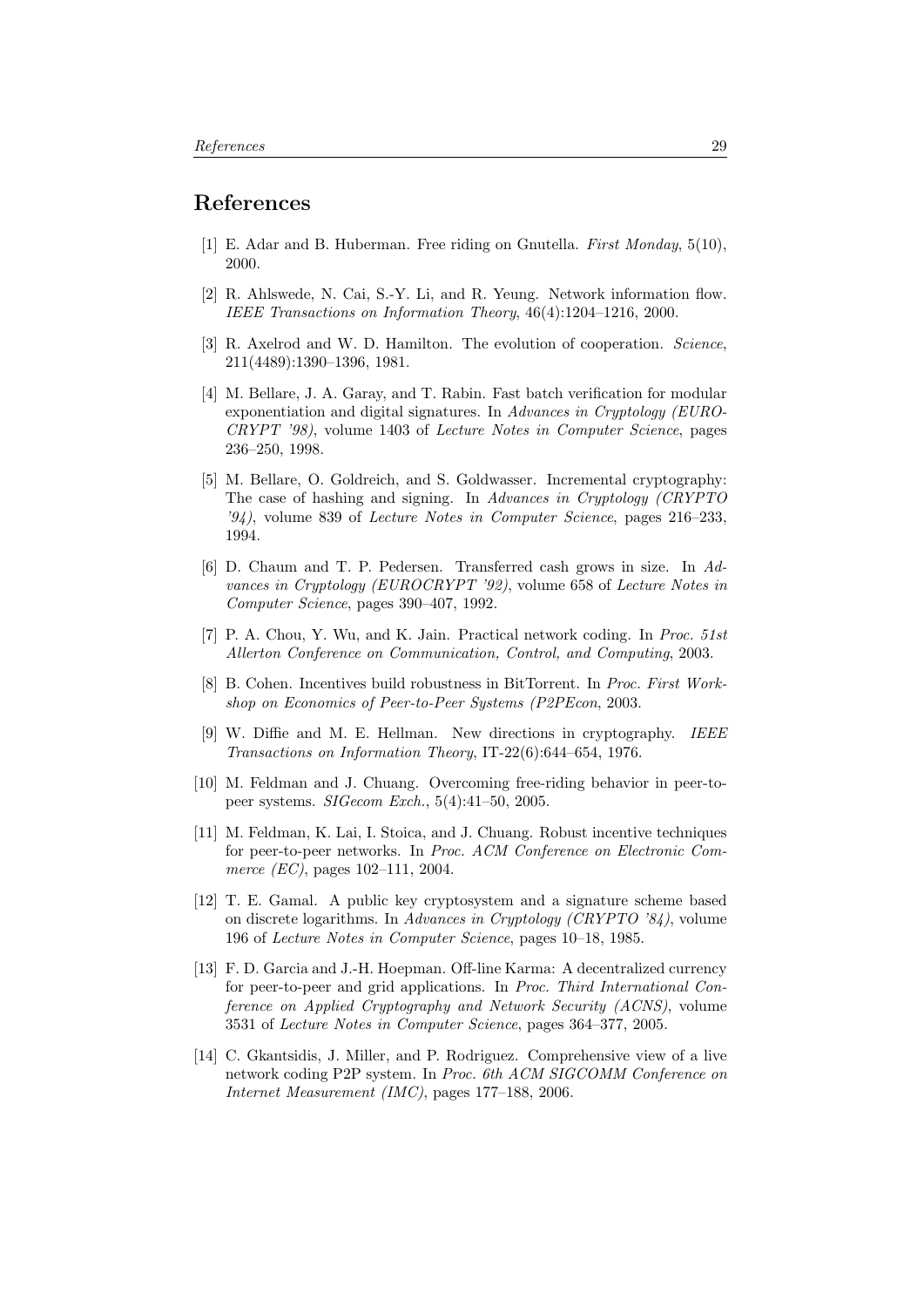## References

[1] E. Adar and B. Huberman. Free riding on Gnutella. *First Monday*, 5(10), 2000.

[2] R. Ahlswede, N. Cai, S.-Y. Li, and R. Yeung. Network information flow. *IEEE Transactions on Information Theory*, 46(4):1204–1216, 2000.

[3] R. Axelrod and W. D. Hamilton. The evolution of cooperation. *Science*, 211(4489):1390–1396, 1981.

[4] M. Bellare, J. A. Garay, and T. Rabin. Fast batch verification for modular exponentiation and digital signatures. In *Advances in Cryptology (EUROCRYPT '98)*, volume 1403 of *Lecture Notes in Computer Science*, pages 236–250, 1998.

[5] M. Bellare, O. Goldreich, and S. Goldwasser. Incremental cryptography: The case of hashing and signing. In *Advances in Cryptology (CRYPTO '94)*, volume 839 of *Lecture Notes in Computer Science*, pages 216–233, 1994.

[6] D. Chaum and T. P. Pedersen. Transferred cash grows in size. In *Advances in Cryptology (EUROCRYPT '92)*, volume 658 of *Lecture Notes in Computer Science*, pages 390–407, 1992.

[7] P. A. Chou, Y. Wu, and K. Jain. Practical network coding. In *Proc. 51st Allerton Conference on Communication, Control, and Computing*, 2003.

[8] B. Cohen. Incentives build robustness in BitTorrent. In *Proc. First Workshop on Economics of Peer-to-Peer Systems (P2PEcon*, 2003.

[9] W. Diffie and M. E. Hellman. New directions in cryptography. *IEEE Transactions on Information Theory*, IT-22(6):644–654, 1976.

[10] M. Feldman and J. Chuang. Overcoming free-riding behavior in peer-to-peer systems. *SIGecom Exch.*, 5(4):41–50, 2005.

[11] M. Feldman, K. Lai, I. Stoica, and J. Chuang. Robust incentive techniques for peer-to-peer networks. In *Proc. ACM Conference on Electronic Commerce (EC)*, pages 102–111, 2004.

[12] T. E. Gamal. A public key cryptosystem and a signature scheme based on discrete logarithms. In *Advances in Cryptology (CRYPTO '84)*, volume 196 of *Lecture Notes in Computer Science*, pages 10–18, 1985.

[13] F. D. Garcia and J.-H. Hoepman. Off-line Karma: A decentralized currency for peer-to-peer and grid applications. In *Proc. Third International Conference on Applied Cryptography and Network Security (ACNS)*, volume 3531 of *Lecture Notes in Computer Science*, pages 364–377, 2005.

[14] C. Gkantsidis, J. Miller, and P. Rodriguez. Comprehensive view of a live network coding P2P system. In *Proc. 6th ACM SIGCOMM Conference on Internet Measurement (IMC)*, pages 177–188, 2006.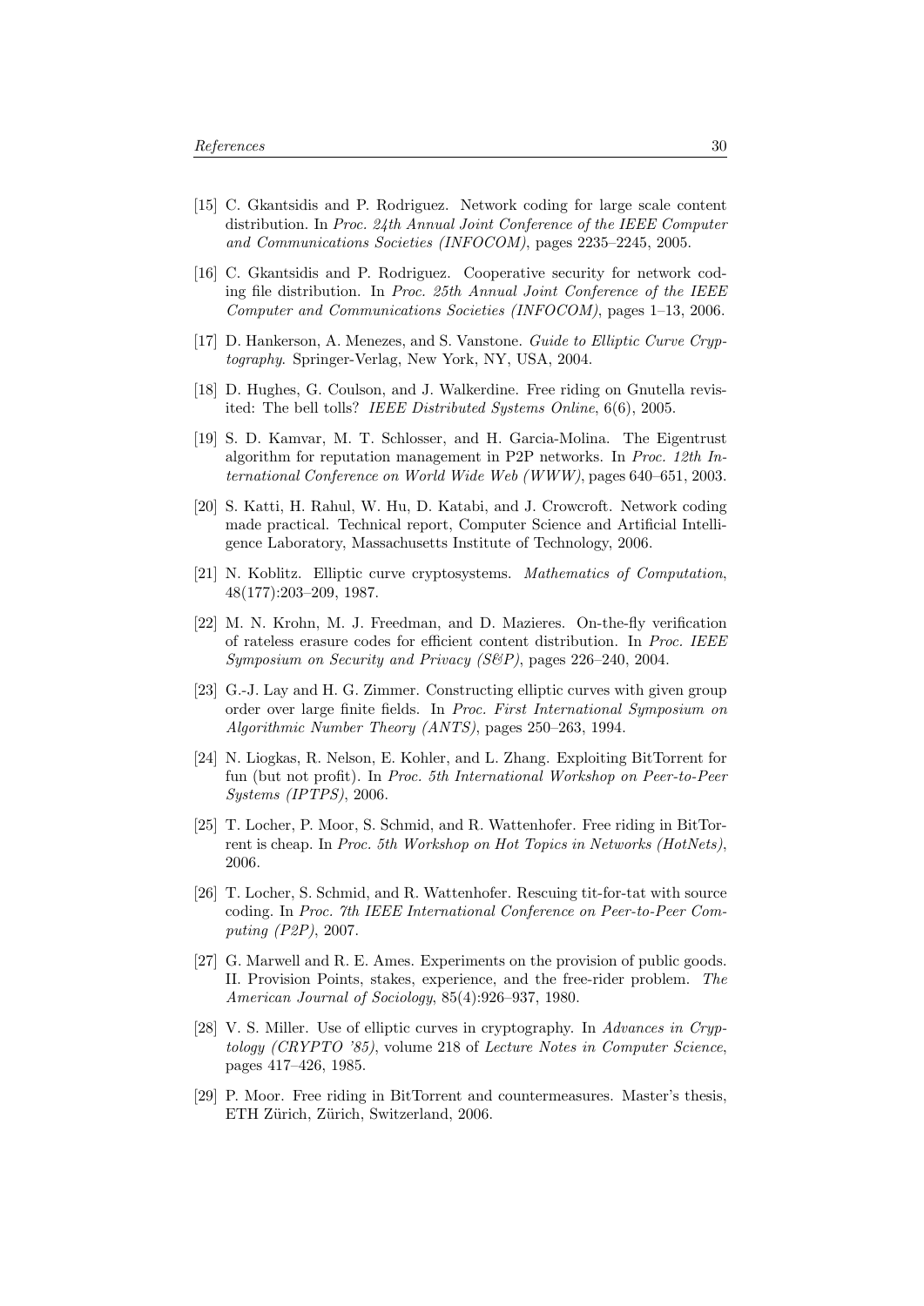[15] C. Gkantsidis and P. Rodriguez. Network coding for large scale content distribution. In *Proc. 24th Annual Joint Conference of the IEEE Computer and Communications Societies (INFOCOM)*, pages 2235–2245, 2005.

[16] C. Gkantsidis and P. Rodriguez. Cooperative security for network coding file distribution. In *Proc. 25th Annual Joint Conference of the IEEE Computer and Communications Societies (INFOCOM)*, pages 1–13, 2006.

[17] D. Hankerson, A. Menezes, and S. Vanstone. *Guide to Elliptic Curve Cryptography*. Springer-Verlag, New York, NY, USA, 2004.

[18] D. Hughes, G. Coulson, and J. Walkerdine. Free riding on Gnutella revisited: The bell tolls? *IEEE Distributed Systems Online*, 6(6), 2005.

[19] S. D. Kamvar, M. T. Schlosser, and H. Garcia-Molina. The Eigentrust algorithm for reputation management in P2P networks. In *Proc. 12th International Conference on World Wide Web (WWW)*, pages 640–651, 2003.

[20] S. Katti, H. Rahul, W. Hu, D. Katabi, and J. Crowcroft. Network coding made practical. Technical report, Computer Science and Artificial Intelligence Laboratory, Massachusetts Institute of Technology, 2006.

[21] N. Koblitz. Elliptic curve cryptosystems. *Mathematics of Computation*, 48(177):203–209, 1987.

[22] M. N. Krohn, M. J. Freedman, and D. Mazieres. On-the-fly verification of rateless erasure codes for efficient content distribution. In *Proc. IEEE Symposium on Security and Privacy (S&P)*, pages 226–240, 2004.

[23] G.-J. Lay and H. G. Zimmer. Constructing elliptic curves with given group order over large finite fields. In *Proc. First International Symposium on Algorithmic Number Theory (ANTS)*, pages 250–263, 1994.

[24] N. Liogkas, R. Nelson, E. Kohler, and L. Zhang. Exploiting BitTorrent for fun (but not profit). In *Proc. 5th International Workshop on Peer-to-Peer Systems (IPTPS)*, 2006.

[25] T. Locher, P. Moor, S. Schmid, and R. Wattenhofer. Free riding in BitTorrent is cheap. In *Proc. 5th Workshop on Hot Topics in Networks (HotNets)*, 2006.

[26] T. Locher, S. Schmid, and R. Wattenhofer. Rescuing tit-for-tat with source coding. In *Proc. 7th IEEE International Conference on Peer-to-Peer Computing (P2P)*, 2007.

[27] G. Marwell and R. E. Ames. Experiments on the provision of public goods. II. Provision Points, stakes, experience, and the free-rider problem. *The American Journal of Sociology*, 85(4):926–937, 1980.

[28] V. S. Miller. Use of elliptic curves in cryptography. In *Advances in Cryptology (CRYPTO '85)*, volume 218 of *Lecture Notes in Computer Science*, pages 417–426, 1985.

[29] P. Moor. Free riding in BitTorrent and countermeasures. Master's thesis, ETH Zürich, Zürich, Switzerland, 2006.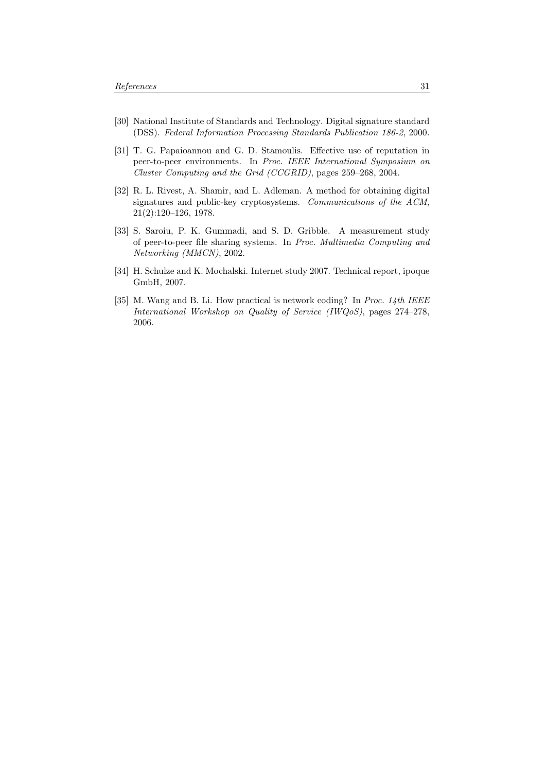[30] National Institute of Standards and Technology. Digital signature standard (DSS). *Federal Information Processing Standards Publication 186-2*, 2000.

[31] T. G. Papaioannou and G. D. Stamoulis. Effective use of reputation in peer-to-peer environments. In *Proc. IEEE International Symposium on Cluster Computing and the Grid (CCGRID)*, pages 259–268, 2004.

[32] R. L. Rivest, A. Shamir, and L. Adleman. A method for obtaining digital signatures and public-key cryptosystems. *Communications of the ACM*, 21(2):120–126, 1978.

[33] S. Saroiu, P. K. Gummadi, and S. D. Gribble. A measurement study of peer-to-peer file sharing systems. In *Proc. Multimedia Computing and Networking (MMCN)*, 2002.

[34] H. Schulze and K. Mochalski. Internet study 2007. Technical report, ipoque GmbH, 2007.

[35] M. Wang and B. Li. How practical is network coding? In *Proc. 14th IEEE International Workshop on Quality of Service (IWQoS)*, pages 274–278, 2006.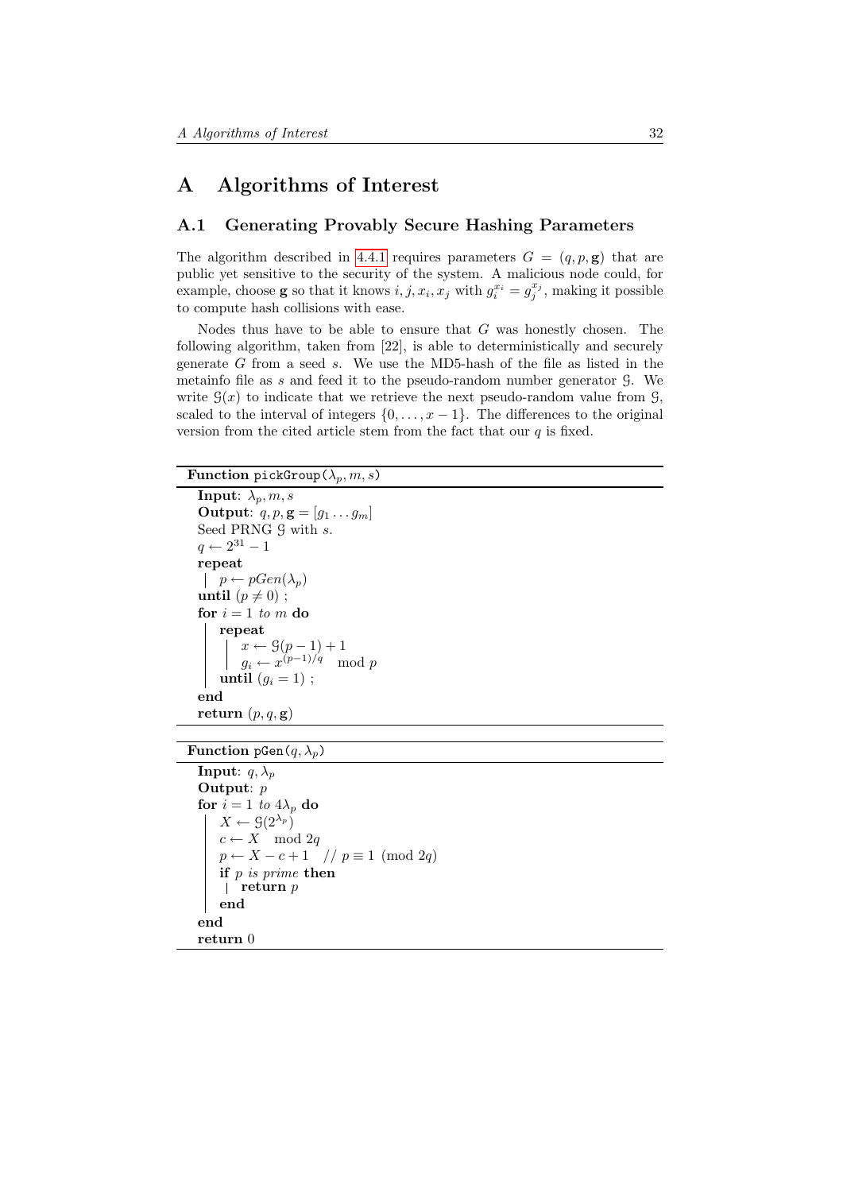# A Algorithms of Interest

## A.1 Generating Provably Secure Hashing Parameters

The algorithm described in 4.4.1 requires parameters $G = (q, p, \mathbf{g})$ that are public yet sensitive to the security of the system. A malicious node could, for example, choose $\mathbf{g}$ so that it knows $i, j, x_i, x_j$ with $g_i^{x_i} = g_j^{x_j}$, making it possible to compute hash collisions with ease.

Nodes thus have to be able to ensure that $G$ was honestly chosen. The following algorithm, taken from [22], is able to deterministically and securely generate $G$ from a seed $s$. We use the MD5-hash of the file as listed in the metainfo file as $s$ and feed it to the pseudo-random number generator $\mathcal{G}$. We write $\mathcal{G}(x)$ to indicate that we retrieve the next pseudo-random value from $\mathcal{G}$, scaled to the interval of integers $\{0, \ldots, x-1\}$. The differences to the original version from the cited article stem from the fact that our $q$ is fixed.

**Function** `pickGroup(`$\lambda_p, m, s$`)`

```
Input: λp, m, s
Output: q, p, g = [g1 ... gm]
Seed PRNG 𝒢 with s.
q ← 2^31 − 1
repeat
    p ← pGen(λp)
until (p ≠ 0) ;
for i = 1 to m do
    repeat
        x ← 𝒢(p − 1) + 1
        gi ← x^((p−1)/q)  mod p
    until (gi = 1) ;
end
return (p, q, g)
```

**Function** `pGen(`$q, \lambda_p$`)`

```
Input: q, λp
Output: p
for i = 1 to 4λp do
    X ← 𝒢(2^λp)
    c ← X  mod 2q
    p ← X − c + 1   // p ≡ 1 (mod 2q)
    if p is prime then
        return p
    end
end
return 0
```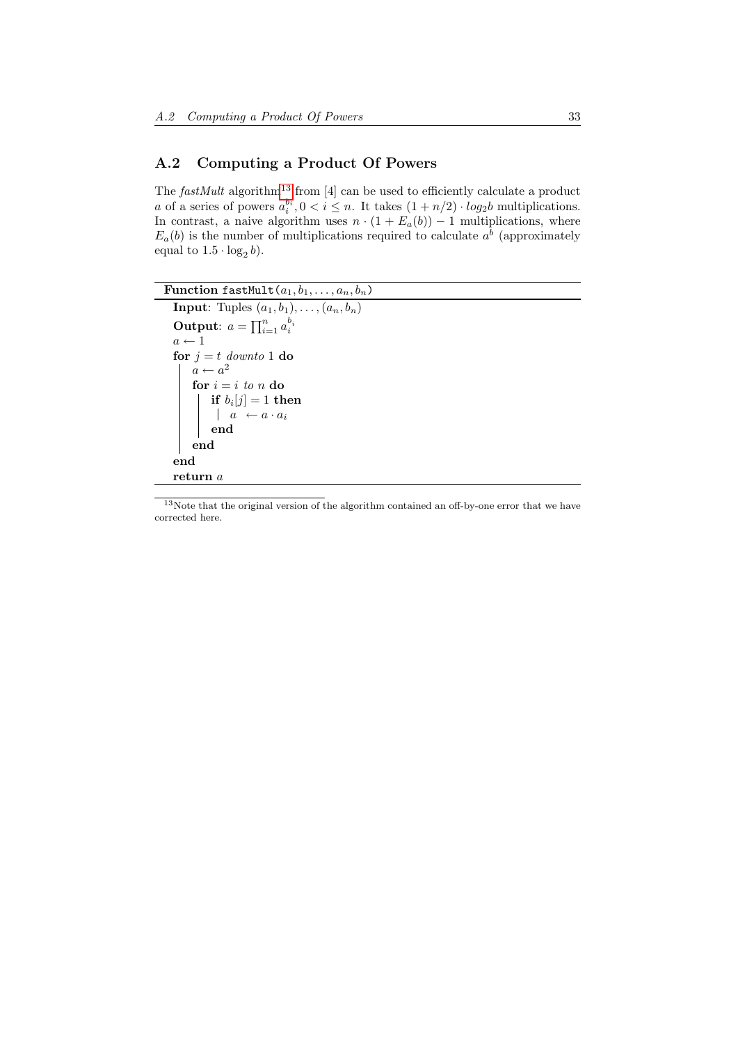## A.2 Computing a Product Of Powers

The *fastMult* algorithm[13] from [4] can be used to efficiently calculate a product $a$ of a series of powers $a_i^{b_i}, 0 < i \leq n$. It takes $(1 + n/2) \cdot log_2 b$ multiplications. In contrast, a naive algorithm uses $n \cdot (1 + E_a(b)) - 1$ multiplications, where $E_a(b)$ is the number of multiplications required to calculate $a^b$ (approximately equal to $1.5 \cdot \log_2 b$).

**Function** `fastMult`$(a_1, b_1, \ldots, a_n, b_n)$

```
Input: Tuples (a_1, b_1), ..., (a_n, b_n)
Output: a = ∏_{i=1}^{n} a_i^{b_i}
a ← 1
for j = t downto 1 do
    a ← a^2
    for i = i to n do
        if b_i[j] = 1 then
            a ← a · a_i
        end
    end
end
return a
```

[13] Note that the original version of the algorithm contained an off-by-one error that we have corrected here.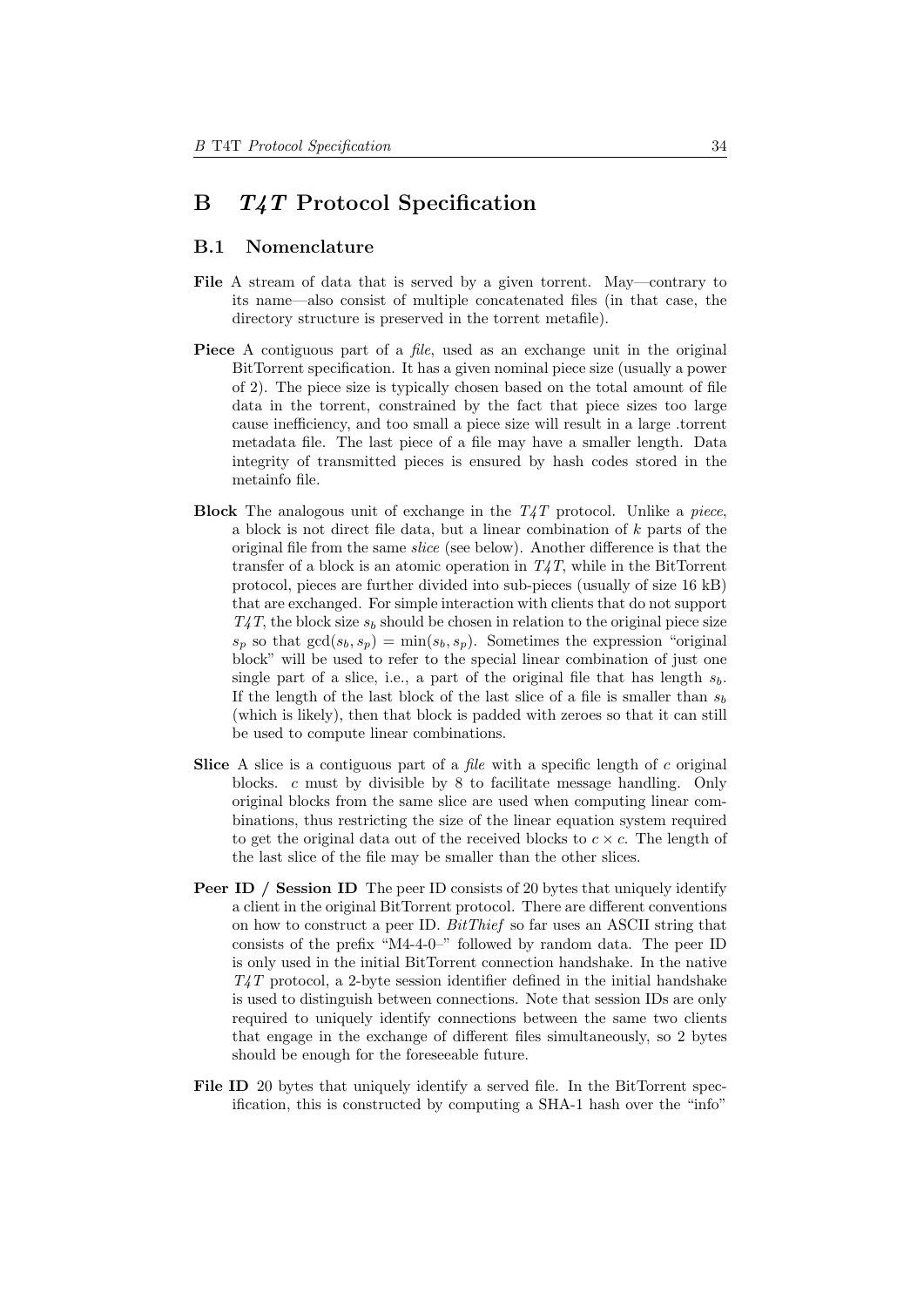# B *T4T* Protocol Specification

## B.1 Nomenclature

**File** A stream of data that is served by a given torrent. May—contrary to its name—also consist of multiple concatenated files (in that case, the directory structure is preserved in the torrent metafile).

**Piece** A contiguous part of a *file*, used as an exchange unit in the original BitTorrent specification. It has a given nominal piece size (usually a power of 2). The piece size is typically chosen based on the total amount of file data in the torrent, constrained by the fact that piece sizes too large cause inefficiency, and too small a piece size will result in a large .torrent metadata file. The last piece of a file may have a smaller length. Data integrity of transmitted pieces is ensured by hash codes stored in the metainfo file.

**Block** The analogous unit of exchange in the *T4T* protocol. Unlike a *piece*, a block is not direct file data, but a linear combination of $k$ parts of the original file from the same *slice* (see below). Another difference is that the transfer of a block is an atomic operation in *T4T*, while in the BitTorrent protocol, pieces are further divided into sub-pieces (usually of size 16 kB) that are exchanged. For simple interaction with clients that do not support *T4T*, the block size $s_b$ should be chosen in relation to the original piece size $s_p$ so that $\gcd(s_b, s_p) = \min(s_b, s_p)$. Sometimes the expression "original block" will be used to refer to the special linear combination of just one single part of a slice, i.e., a part of the original file that has length $s_b$. If the length of the last block of the last slice of a file is smaller than $s_b$ (which is likely), then that block is padded with zeroes so that it can still be used to compute linear combinations.

**Slice** A slice is a contiguous part of a *file* with a specific length of $c$ original blocks. $c$ must by divisible by 8 to facilitate message handling. Only original blocks from the same slice are used when computing linear combinations, thus restricting the size of the linear equation system required to get the original data out of the received blocks to $c \times c$. The length of the last slice of the file may be smaller than the other slices.

**Peer ID / Session ID** The peer ID consists of 20 bytes that uniquely identify a client in the original BitTorrent protocol. There are different conventions on how to construct a peer ID. *BitThief* so far uses an ASCII string that consists of the prefix "M4-4-0–" followed by random data. The peer ID is only used in the initial BitTorrent connection handshake. In the native *T4T* protocol, a 2-byte session identifier defined in the initial handshake is used to distinguish between connections. Note that session IDs are only required to uniquely identify connections between the same two clients that engage in the exchange of different files simultaneously, so 2 bytes should be enough for the foreseeable future.

**File ID** 20 bytes that uniquely identify a served file. In the BitTorrent specification, this is constructed by computing a SHA-1 hash over the "info"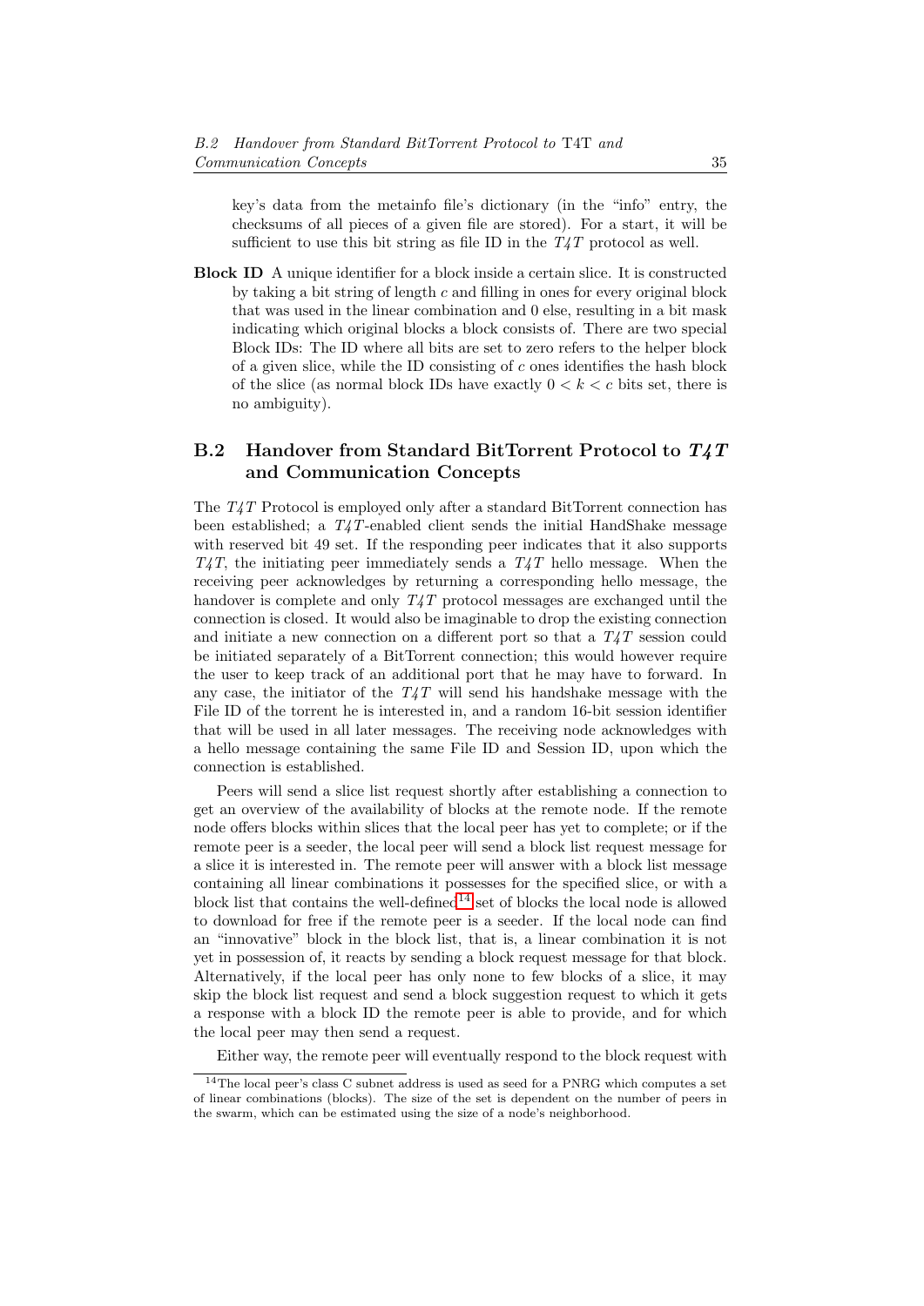key's data from the metainfo file's dictionary (in the "info" entry, the checksums of all pieces of a given file are stored). For a start, it will be sufficient to use this bit string as file ID in the *T4T* protocol as well.

**Block ID** A unique identifier for a block inside a certain slice. It is constructed by taking a bit string of length $c$ and filling in ones for every original block that was used in the linear combination and 0 else, resulting in a bit mask indicating which original blocks a block consists of. There are two special Block IDs: The ID where all bits are set to zero refers to the helper block of a given slice, while the ID consisting of $c$ ones identifies the hash block of the slice (as normal block IDs have exactly $0 < k < c$ bits set, there is no ambiguity).

## B.2 Handover from Standard BitTorrent Protocol to *T4T* and Communication Concepts

The *T4T* Protocol is employed only after a standard BitTorrent connection has been established; a *T4T*-enabled client sends the initial HandShake message with reserved bit 49 set. If the responding peer indicates that it also supports *T4T*, the initiating peer immediately sends a *T4T* hello message. When the receiving peer acknowledges by returning a corresponding hello message, the handover is complete and only *T4T* protocol messages are exchanged until the connection is closed. It would also be imaginable to drop the existing connection and initiate a new connection on a different port so that a *T4T* session could be initiated separately of a BitTorrent connection; this would however require the user to keep track of an additional port that he may have to forward. In any case, the initiator of the *T4T* will send his handshake message with the File ID of the torrent he is interested in, and a random 16-bit session identifier that will be used in all later messages. The receiving node acknowledges with a hello message containing the same File ID and Session ID, upon which the connection is established.

Peers will send a slice list request shortly after establishing a connection to get an overview of the availability of blocks at the remote node. If the remote node offers blocks within slices that the local peer has yet to complete; or if the remote peer is a seeder, the local peer will send a block list request message for a slice it is interested in. The remote peer will answer with a block list message containing all linear combinations it possesses for the specified slice, or with a block list that contains the well-defined[14] set of blocks the local node is allowed to download for free if the remote peer is a seeder. If the local node can find an "innovative" block in the block list, that is, a linear combination it is not yet in possession of, it reacts by sending a block request message for that block. Alternatively, if the local peer has only none to few blocks of a slice, it may skip the block list request and send a block suggestion request to which it gets a response with a block ID the remote peer is able to provide, and for which the local peer may then send a request.

Either way, the remote peer will eventually respond to the block request with

[14] The local peer's class C subnet address is used as seed for a PNRG which computes a set of linear combinations (blocks). The size of the set is dependent on the number of peers in the swarm, which can be estimated using the size of a node's neighborhood.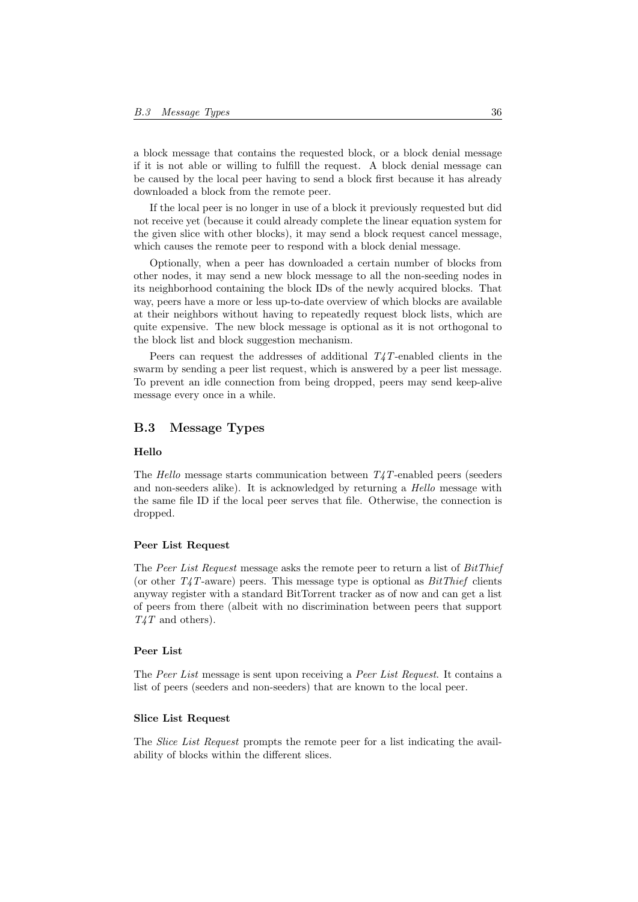a block message that contains the requested block, or a block denial message if it is not able or willing to fulfill the request. A block denial message can be caused by the local peer having to send a block first because it has already downloaded a block from the remote peer.

If the local peer is no longer in use of a block it previously requested but did not receive yet (because it could already complete the linear equation system for the given slice with other blocks), it may send a block request cancel message, which causes the remote peer to respond with a block denial message.

Optionally, when a peer has downloaded a certain number of blocks from other nodes, it may send a new block message to all the non-seeding nodes in its neighborhood containing the block IDs of the newly acquired blocks. That way, peers have a more or less up-to-date overview of which blocks are available at their neighbors without having to repeatedly request block lists, which are quite expensive. The new block message is optional as it is not orthogonal to the block list and block suggestion mechanism.

Peers can request the addresses of additional *T4T*-enabled clients in the swarm by sending a peer list request, which is answered by a peer list message. To prevent an idle connection from being dropped, peers may send keep-alive message every once in a while.

## B.3 Message Types

#### Hello

The *Hello* message starts communication between *T4T*-enabled peers (seeders and non-seeders alike). It is acknowledged by returning a *Hello* message with the same file ID if the local peer serves that file. Otherwise, the connection is dropped.

#### Peer List Request

The *Peer List Request* message asks the remote peer to return a list of *BitThief* (or other *T4T*-aware) peers. This message type is optional as *BitThief* clients anyway register with a standard BitTorrent tracker as of now and can get a list of peers from there (albeit with no discrimination between peers that support *T4T* and others).

#### Peer List

The *Peer List* message is sent upon receiving a *Peer List Request*. It contains a list of peers (seeders and non-seeders) that are known to the local peer.

#### Slice List Request

The *Slice List Request* prompts the remote peer for a list indicating the availability of blocks within the different slices.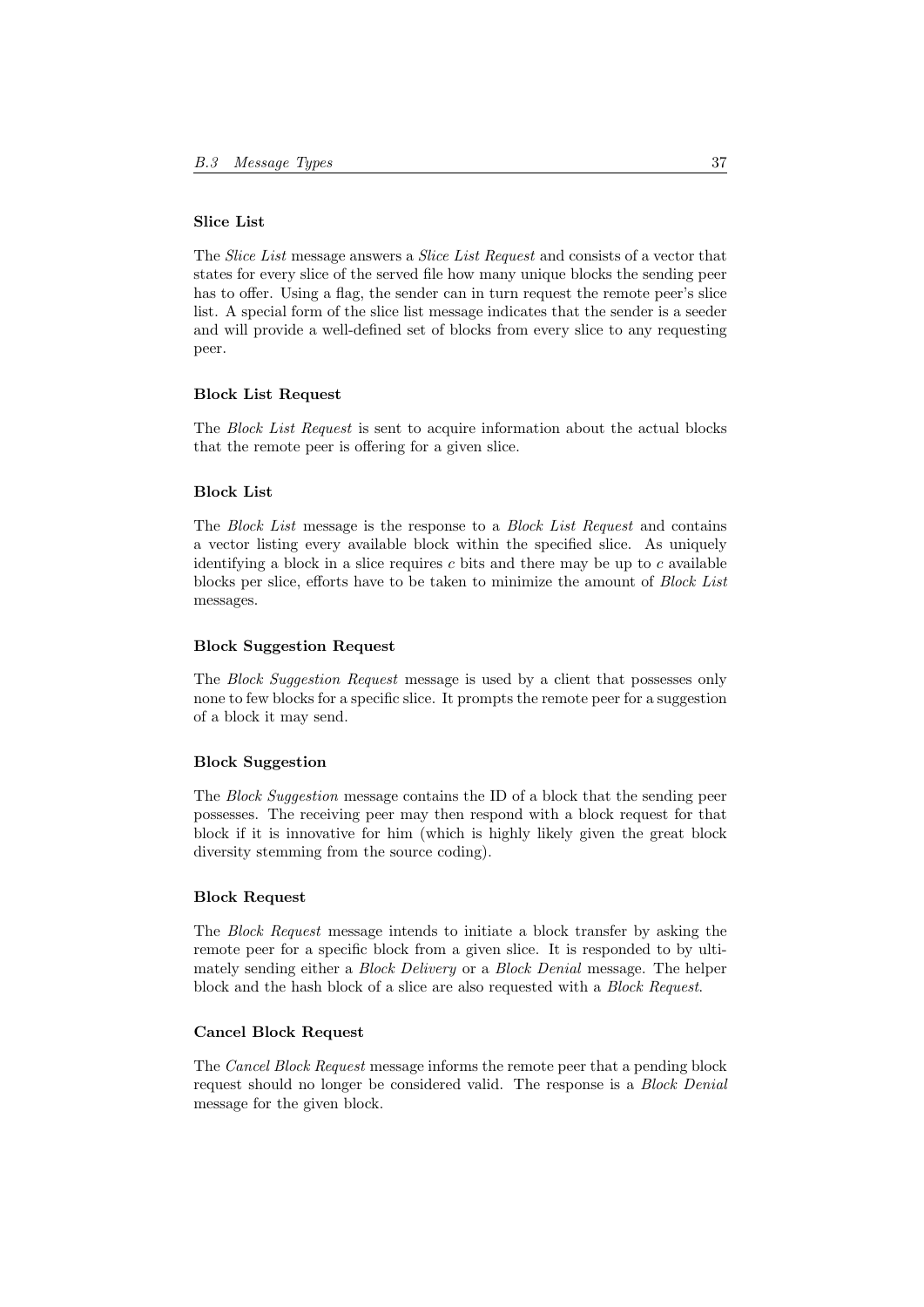#### Slice List

The *Slice List* message answers a *Slice List Request* and consists of a vector that states for every slice of the served file how many unique blocks the sending peer has to offer. Using a flag, the sender can in turn request the remote peer's slice list. A special form of the slice list message indicates that the sender is a seeder and will provide a well-defined set of blocks from every slice to any requesting peer.

#### Block List Request

The *Block List Request* is sent to acquire information about the actual blocks that the remote peer is offering for a given slice.

#### Block List

The *Block List* message is the response to a *Block List Request* and contains a vector listing every available block within the specified slice. As uniquely identifying a block in a slice requires $c$ bits and there may be up to $c$ available blocks per slice, efforts have to be taken to minimize the amount of *Block List* messages.

#### Block Suggestion Request

The *Block Suggestion Request* message is used by a client that possesses only none to few blocks for a specific slice. It prompts the remote peer for a suggestion of a block it may send.

#### Block Suggestion

The *Block Suggestion* message contains the ID of a block that the sending peer possesses. The receiving peer may then respond with a block request for that block if it is innovative for him (which is highly likely given the great block diversity stemming from the source coding).

#### Block Request

The *Block Request* message intends to initiate a block transfer by asking the remote peer for a specific block from a given slice. It is responded to by ultimately sending either a *Block Delivery* or a *Block Denial* message. The helper block and the hash block of a slice are also requested with a *Block Request*.

#### Cancel Block Request

The *Cancel Block Request* message informs the remote peer that a pending block request should no longer be considered valid. The response is a *Block Denial* message for the given block.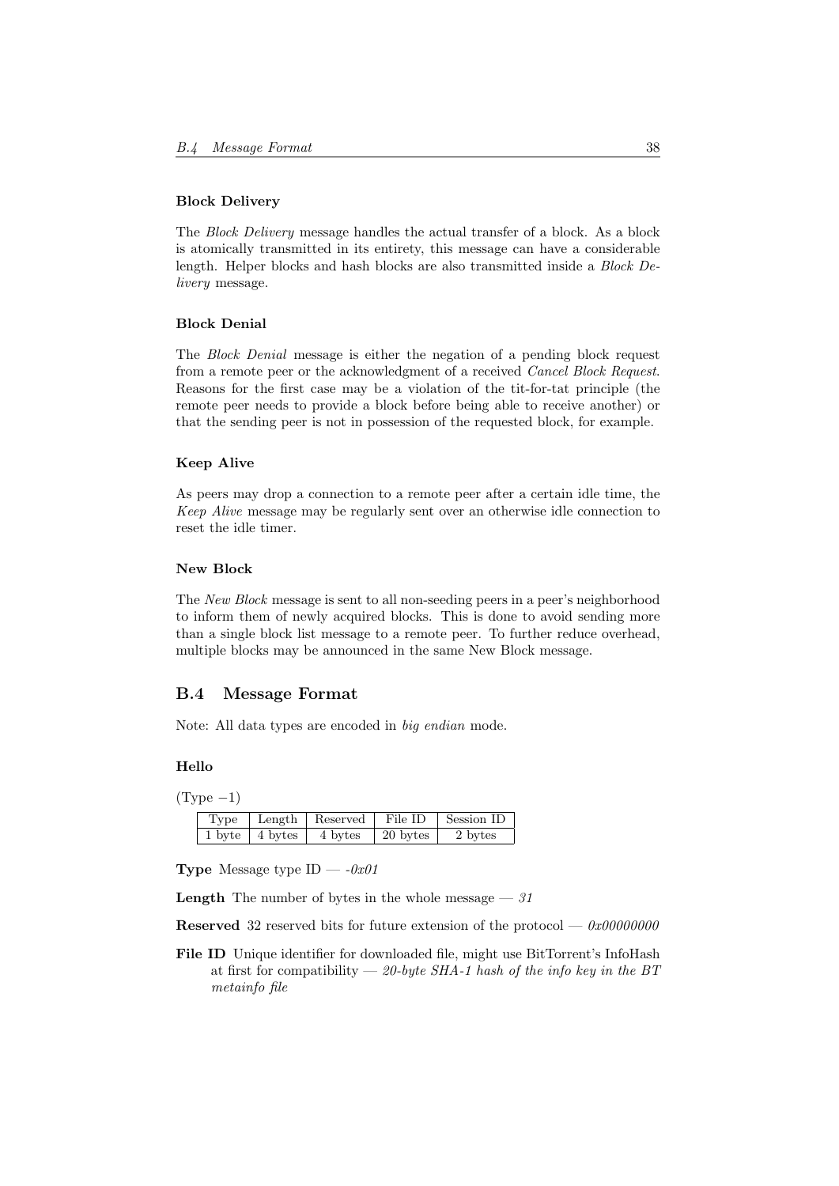#### Block Delivery

The *Block Delivery* message handles the actual transfer of a block. As a block is atomically transmitted in its entirety, this message can have a considerable length. Helper blocks and hash blocks are also transmitted inside a *Block Delivery* message.

#### Block Denial

The *Block Denial* message is either the negation of a pending block request from a remote peer or the acknowledgment of a received *Cancel Block Request*. Reasons for the first case may be a violation of the tit-for-tat principle (the remote peer needs to provide a block before being able to receive another) or that the sending peer is not in possession of the requested block, for example.

#### Keep Alive

As peers may drop a connection to a remote peer after a certain idle time, the *Keep Alive* message may be regularly sent over an otherwise idle connection to reset the idle timer.

#### New Block

The *New Block* message is sent to all non-seeding peers in a peer's neighborhood to inform them of newly acquired blocks. This is done to avoid sending more than a single block list message to a remote peer. To further reduce overhead, multiple blocks may be announced in the same New Block message.

## B.4 Message Format

Note: All data types are encoded in *big endian* mode.

#### Hello

(Type $-1$)

| Type | Length | Reserved | File ID | Session ID |
|---|---|---|---|---|
| 1 byte | 4 bytes | 4 bytes | 20 bytes | 2 bytes |

**Type** Message type ID — *-0x01*

**Length** The number of bytes in the whole message — *31*

**Reserved** 32 reserved bits for future extension of the protocol — *0x00000000*

**File ID** Unique identifier for downloaded file, might use BitTorrent's InfoHash at first for compatibility — *20-byte SHA-1 hash of the info key in the BT metainfo file*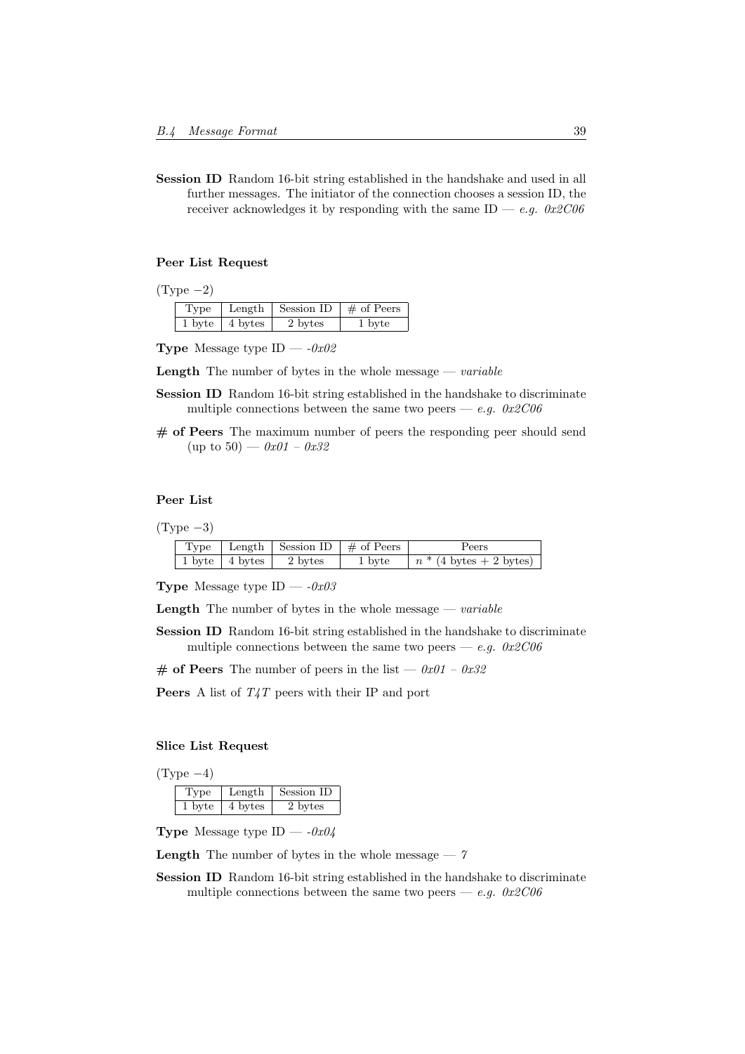**Session ID** Random 16-bit string established in the handshake and used in all further messages. The initiator of the connection chooses a session ID, the receiver acknowledges it by responding with the same ID — *e.g. 0x2C06*

#### Peer List Request

(Type −2)

| Type | Length | Session ID | # of Peers |
|---|---|---|---|
| 1 byte | 4 bytes | 2 bytes | 1 byte |

**Type** Message type ID — *-0x02*

**Length** The number of bytes in the whole message — *variable*

**Session ID** Random 16-bit string established in the handshake to discriminate multiple connections between the same two peers — *e.g. 0x2C06*

**# of Peers** The maximum number of peers the responding peer should send (up to 50) — *0x01 – 0x32*

#### Peer List

(Type −3)

| Type | Length | Session ID | # of Peers | Peers |
|---|---|---|---|---|
| 1 byte | 4 bytes | 2 bytes | 1 byte | $n$ * (4 bytes + 2 bytes) |

**Type** Message type ID — *-0x03*

**Length** The number of bytes in the whole message — *variable*

**Session ID** Random 16-bit string established in the handshake to discriminate multiple connections between the same two peers — *e.g. 0x2C06*

**# of Peers** The number of peers in the list — *0x01 – 0x32*

**Peers** A list of *T4T* peers with their IP and port

#### Slice List Request

(Type −4)

| Type | Length | Session ID |
|---|---|---|
| 1 byte | 4 bytes | 2 bytes |

**Type** Message type ID — *-0x04*

**Length** The number of bytes in the whole message — *7*

**Session ID** Random 16-bit string established in the handshake to discriminate multiple connections between the same two peers — *e.g. 0x2C06*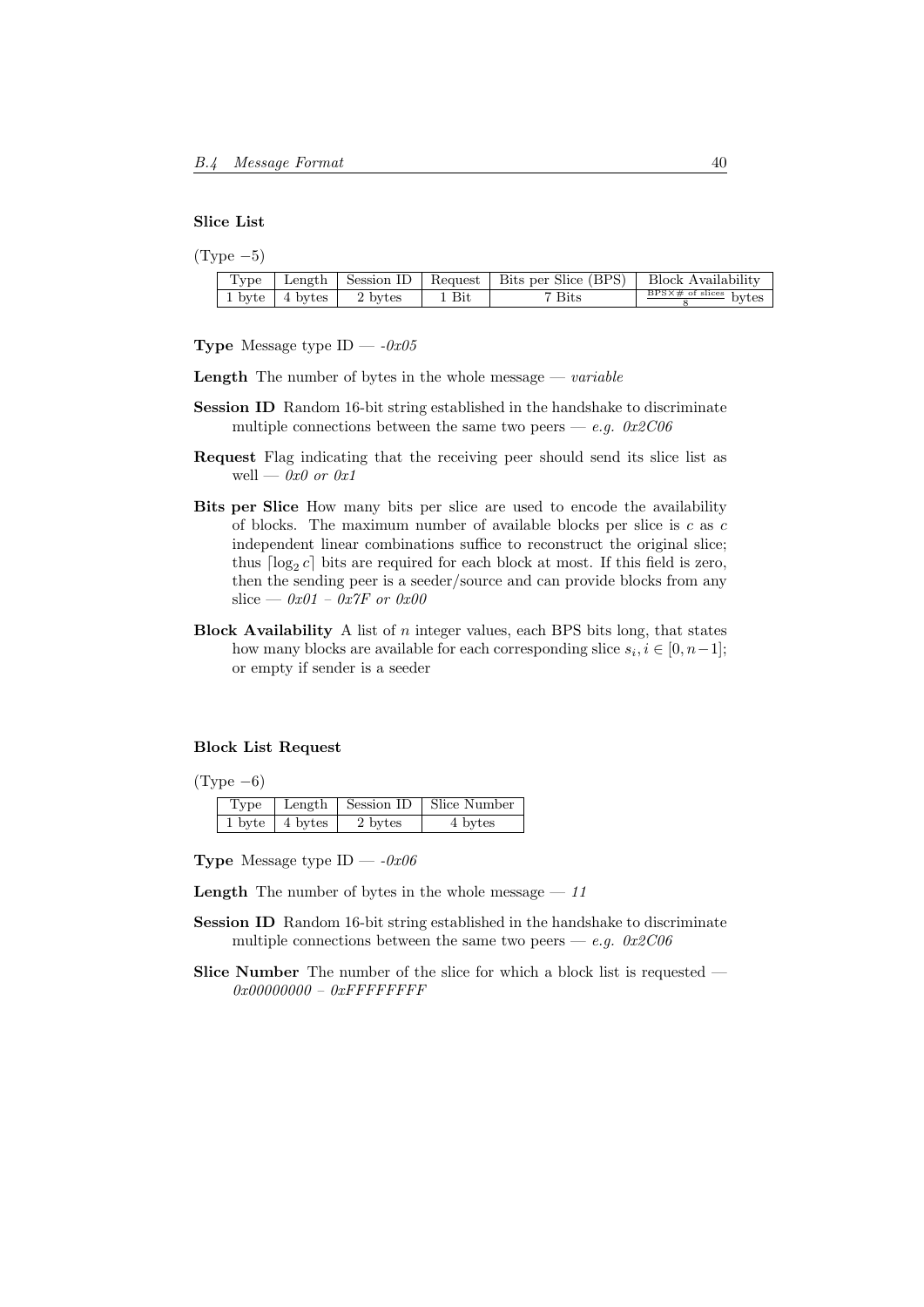**Slice List**

(Type −5)

| Type | Length | Session ID | Request | Bits per Slice (BPS) | Block Availability |
|---|---|---|---|---|---|
| 1 byte | 4 bytes | 2 bytes | 1 Bit | 7 Bits | $\frac{\text{BPS}\times\#\text{ of slices}}{8}$ bytes |

**Type** Message type ID — *-0x05*

**Length** The number of bytes in the whole message — *variable*

**Session ID** Random 16-bit string established in the handshake to discriminate multiple connections between the same two peers — *e.g. 0x2C06*

**Request** Flag indicating that the receiving peer should send its slice list as well — *0x0 or 0x1*

**Bits per Slice** How many bits per slice are used to encode the availability of blocks. The maximum number of available blocks per slice is $c$ as $c$ independent linear combinations suffice to reconstruct the original slice; thus $\lceil \log_2 c \rceil$ bits are required for each block at most. If this field is zero, then the sending peer is a seeder/source and can provide blocks from any slice — *0x01 – 0x7F or 0x00*

**Block Availability** A list of $n$ integer values, each BPS bits long, that states how many blocks are available for each corresponding slice $s_i, i \in [0, n-1]$; or empty if sender is a seeder

**Block List Request**

(Type −6)

| Type | Length | Session ID | Slice Number |
|---|---|---|---|
| 1 byte | 4 bytes | 2 bytes | 4 bytes |

**Type** Message type ID — *-0x06*

**Length** The number of bytes in the whole message — *11*

**Session ID** Random 16-bit string established in the handshake to discriminate multiple connections between the same two peers — *e.g. 0x2C06*

**Slice Number** The number of the slice for which a block list is requested — *0x00000000 – 0xFFFFFFFF*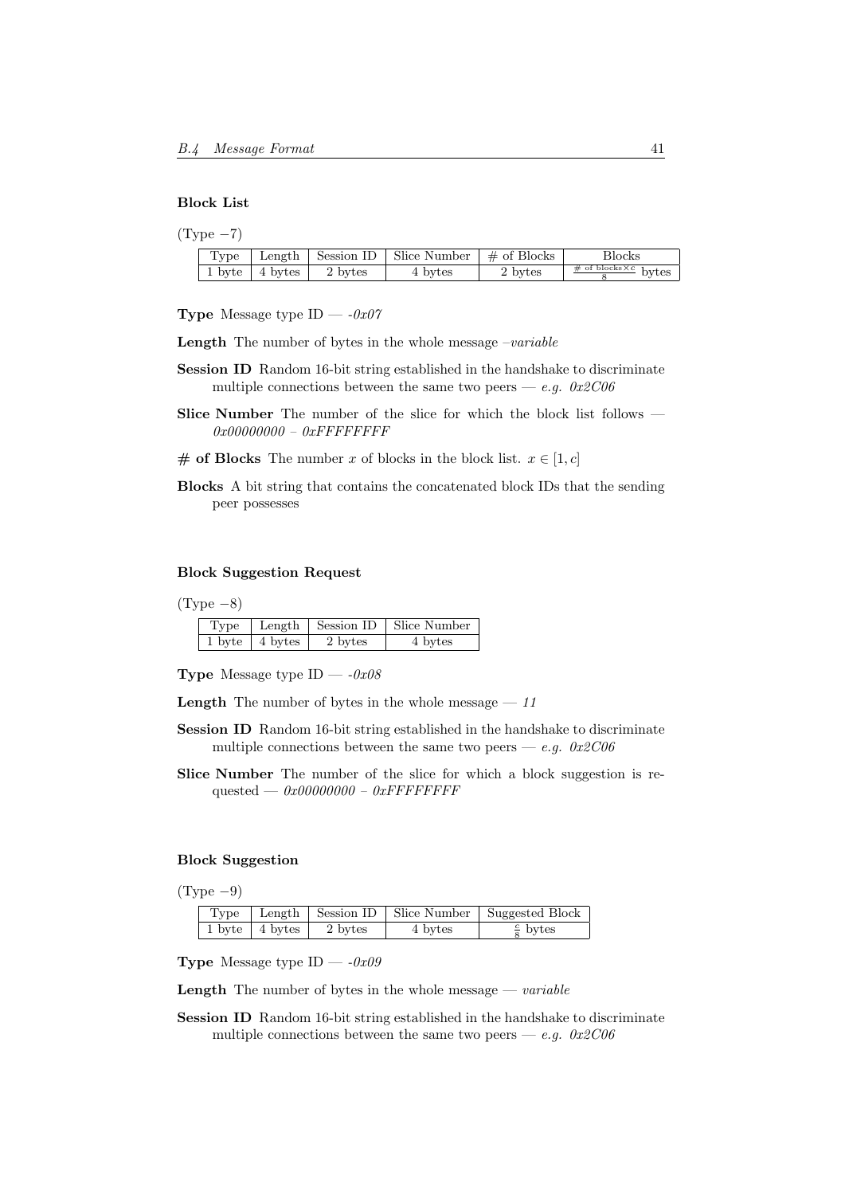### Block List

(Type −7)

| Type | Length | Session ID | Slice Number | # of Blocks | Blocks |
|---|---|---|---|---|---|
| 1 byte | 4 bytes | 2 bytes | 4 bytes | 2 bytes | $\frac{\#\text{ of blocks} \times c}{8}$ bytes |

**Type** Message type ID — *-0x07*

**Length** The number of bytes in the whole message –*variable*

**Session ID** Random 16-bit string established in the handshake to discriminate multiple connections between the same two peers — *e.g. 0x2C06*

**Slice Number** The number of the slice for which the block list follows — *0x00000000 – 0xFFFFFFFF*

**# of Blocks** The number $x$ of blocks in the block list. $x \in [1, c]$

**Blocks** A bit string that contains the concatenated block IDs that the sending peer possesses

### Block Suggestion Request

(Type −8)

| Type | Length | Session ID | Slice Number |
|---|---|---|---|
| 1 byte | 4 bytes | 2 bytes | 4 bytes |

**Type** Message type ID — *-0x08*

**Length** The number of bytes in the whole message — *11*

**Session ID** Random 16-bit string established in the handshake to discriminate multiple connections between the same two peers — *e.g. 0x2C06*

**Slice Number** The number of the slice for which a block suggestion is requested — *0x00000000 – 0xFFFFFFFF*

### Block Suggestion

(Type −9)

| Type | Length | Session ID | Slice Number | Suggested Block |
|---|---|---|---|---|
| 1 byte | 4 bytes | 2 bytes | 4 bytes | $\frac{c}{8}$ bytes |

**Type** Message type ID — *-0x09*

**Length** The number of bytes in the whole message — *variable*

**Session ID** Random 16-bit string established in the handshake to discriminate multiple connections between the same two peers — *e.g. 0x2C06*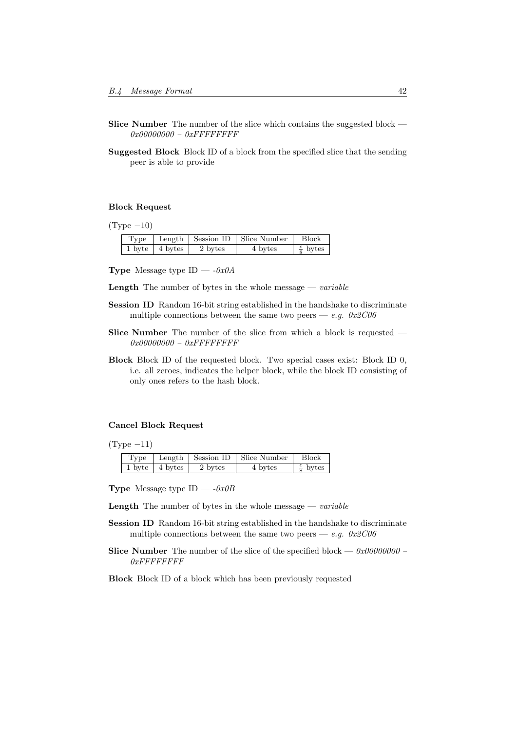**Slice Number** The number of the slice which contains the suggested block — *0x00000000 – 0xFFFFFFFF*

**Suggested Block** Block ID of a block from the specified slice that the sending peer is able to provide

#### Block Request

(Type −10)

| Type | Length | Session ID | Slice Number | Block |
|---|---|---|---|---|
| 1 byte | 4 bytes | 2 bytes | 4 bytes | $\frac{c}{8}$ bytes |

**Type** Message type ID — *-0x0A*

**Length** The number of bytes in the whole message — *variable*

**Session ID** Random 16-bit string established in the handshake to discriminate multiple connections between the same two peers — *e.g. 0x2C06*

**Slice Number** The number of the slice from which a block is requested — *0x00000000 – 0xFFFFFFFF*

**Block** Block ID of the requested block. Two special cases exist: Block ID 0, i.e. all zeroes, indicates the helper block, while the block ID consisting of only ones refers to the hash block.

#### Cancel Block Request

(Type −11)

| Type | Length | Session ID | Slice Number | Block |
|---|---|---|---|---|
| 1 byte | 4 bytes | 2 bytes | 4 bytes | $\frac{c}{8}$ bytes |

**Type** Message type ID — *-0x0B*

**Length** The number of bytes in the whole message — *variable*

**Session ID** Random 16-bit string established in the handshake to discriminate multiple connections between the same two peers — *e.g. 0x2C06*

**Slice Number** The number of the slice of the specified block — *0x00000000 – 0xFFFFFFFF*

**Block** Block ID of a block which has been previously requested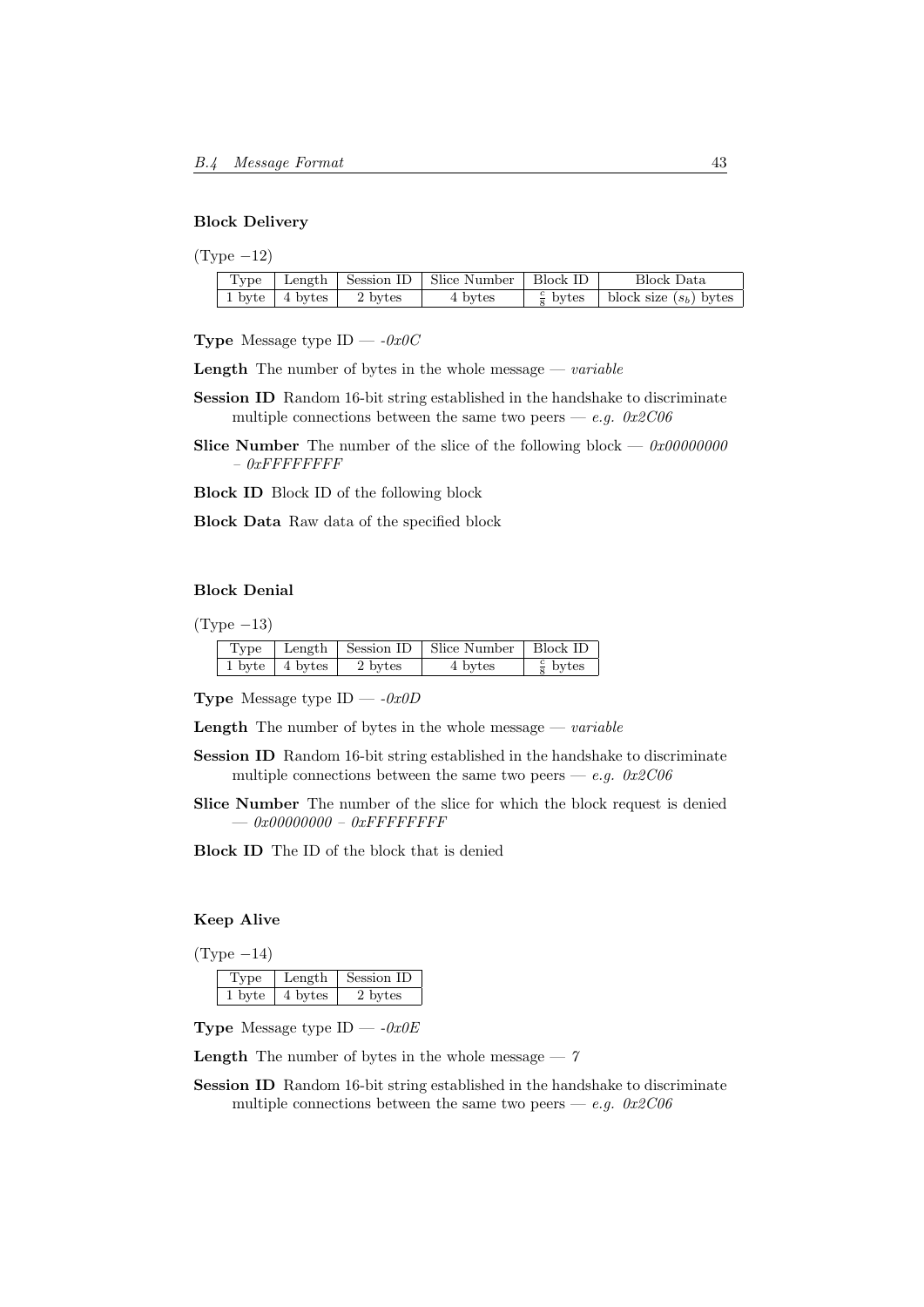### Block Delivery

(Type −12)

| Type | Length | Session ID | Slice Number | Block ID | Block Data |
|---|---|---|---|---|---|
| 1 byte | 4 bytes | 2 bytes | 4 bytes | $\frac{c}{8}$ bytes | block size ($s_b$) bytes |

**Type** Message type ID — *-0x0C*

**Length** The number of bytes in the whole message — *variable*

**Session ID** Random 16-bit string established in the handshake to discriminate multiple connections between the same two peers — *e.g. 0x2C06*

**Slice Number** The number of the slice of the following block — *0x00000000 – 0xFFFFFFFF*

**Block ID** Block ID of the following block

**Block Data** Raw data of the specified block

### Block Denial

(Type −13)

| Type | Length | Session ID | Slice Number | Block ID |
|---|---|---|---|---|
| 1 byte | 4 bytes | 2 bytes | 4 bytes | $\frac{c}{8}$ bytes |

**Type** Message type ID — *-0x0D*

**Length** The number of bytes in the whole message — *variable*

**Session ID** Random 16-bit string established in the handshake to discriminate multiple connections between the same two peers — *e.g. 0x2C06*

**Slice Number** The number of the slice for which the block request is denied — *0x00000000 – 0xFFFFFFFF*

**Block ID** The ID of the block that is denied

### Keep Alive

(Type −14)

| Type | Length | Session ID |
|---|---|---|
| 1 byte | 4 bytes | 2 bytes |

**Type** Message type ID — *-0x0E*

**Length** The number of bytes in the whole message — *7*

**Session ID** Random 16-bit string established in the handshake to discriminate multiple connections between the same two peers — *e.g. 0x2C06*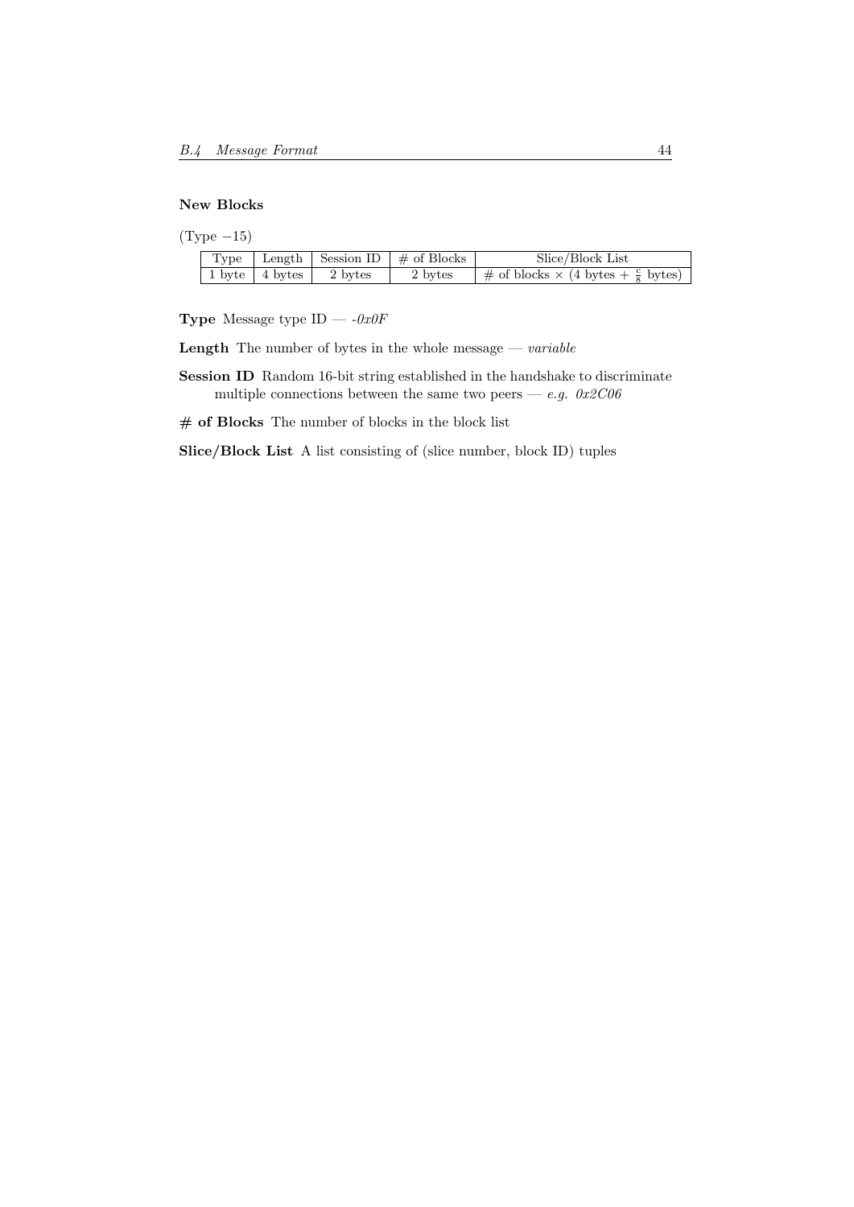### New Blocks

(Type −15)

| Type | Length | Session ID | # of Blocks | Slice/Block List |
|---|---|---|---|---|
| 1 byte | 4 bytes | 2 bytes | 2 bytes | # of blocks × (4 bytes + $\frac{c}{8}$ bytes) |

**Type** Message type ID — *-0x0F*

**Length** The number of bytes in the whole message — *variable*

**Session ID** Random 16-bit string established in the handshake to discriminate multiple connections between the same two peers — *e.g. 0x2C06*

**# of Blocks** The number of blocks in the block list

**Slice/Block List** A list consisting of (slice number, block ID) tuples